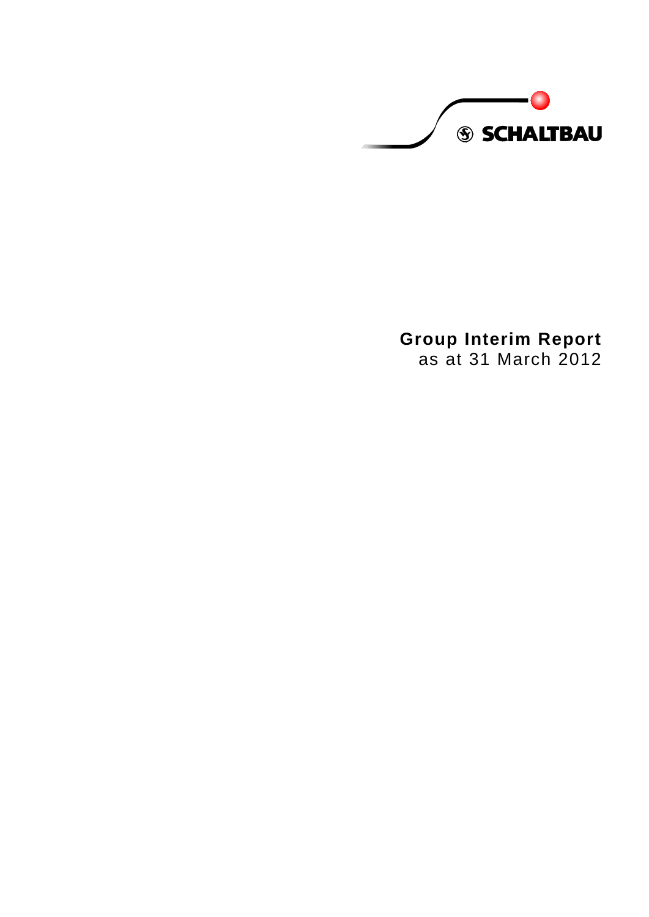SCHALTBAU

# Group Interim Report

as at 31 March 2012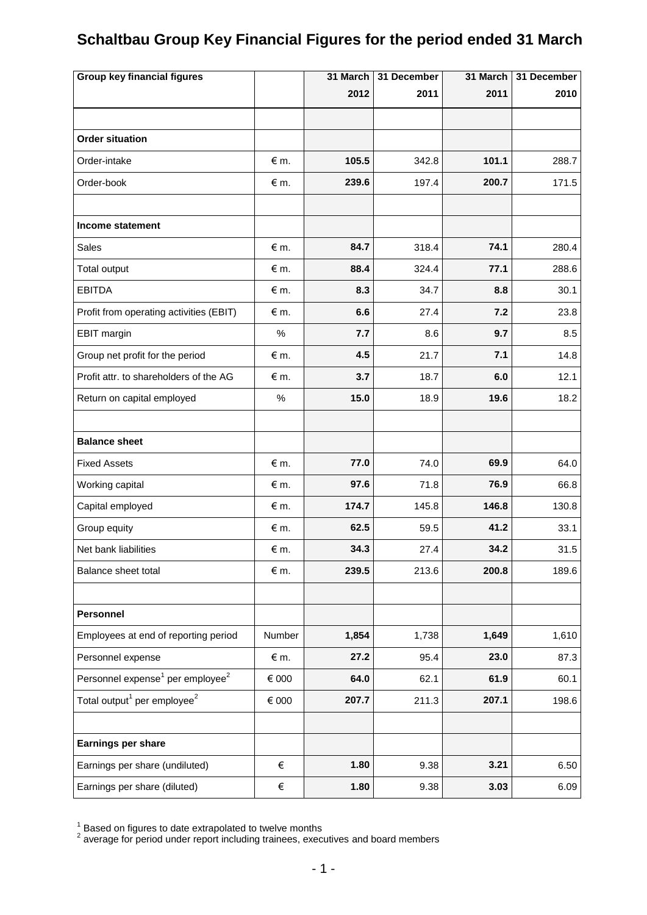# Schaltbau Group Key Financial Figures for the period ended 31 March

| Group key financial figures | | 31 March 2012 | 31 December 2011 | 31 March 2011 | 31 December 2010 |
|---|---|---|---|---|---|
| | | | | | |
| **Order situation** | | | | | |
| Order-intake | € m. | **105.5** | 342.8 | **101.1** | 288.7 |
| Order-book | € m. | **239.6** | 197.4 | **200.7** | 171.5 |
| | | | | | |
| **Income statement** | | | | | |
| Sales | € m. | **84.7** | 318.4 | **74.1** | 280.4 |
| Total output | € m. | **88.4** | 324.4 | **77.1** | 288.6 |
| EBITDA | € m. | **8.3** | 34.7 | **8.8** | 30.1 |
| Profit from operating activities (EBIT) | € m. | **6.6** | 27.4 | **7.2** | 23.8 |
| EBIT margin | % | **7.7** | 8.6 | **9.7** | 8.5 |
| Group net profit for the period | € m. | **4.5** | 21.7 | **7.1** | 14.8 |
| Profit attr. to shareholders of the AG | € m. | **3.7** | 18.7 | **6.0** | 12.1 |
| Return on capital employed | % | **15.0** | 18.9 | **19.6** | 18.2 |
| | | | | | |
| **Balance sheet** | | | | | |
| Fixed Assets | € m. | **77.0** | 74.0 | **69.9** | 64.0 |
| Working capital | € m. | **97.6** | 71.8 | **76.9** | 66.8 |
| Capital employed | € m. | **174.7** | 145.8 | **146.8** | 130.8 |
| Group equity | € m. | **62.5** | 59.5 | **41.2** | 33.1 |
| Net bank liabilities | € m. | **34.3** | 27.4 | **34.2** | 31.5 |
| Balance sheet total | € m. | **239.5** | 213.6 | **200.8** | 189.6 |
| | | | | | |
| **Personnel** | | | | | |
| Employees at end of reporting period | Number | **1,854** | 1,738 | **1,649** | 1,610 |
| Personnel expense | € m. | **27.2** | 95.4 | **23.0** | 87.3 |
| Personnel expense[1] per employee[2] | € 000 | **64.0** | 62.1 | **61.9** | 60.1 |
| Total output[1] per employee[2] | € 000 | **207.7** | 211.3 | **207.1** | 198.6 |
| | | | | | |
| **Earnings per share** | | | | | |
| Earnings per share (undiluted) | € | **1.80** | 9.38 | **3.21** | 6.50 |
| Earnings per share (diluted) | € | **1.80** | 9.38 | **3.03** | 6.09 |

[1] Based on figures to date extrapolated to twelve months
[2] average for period under report including trainees, executives and board members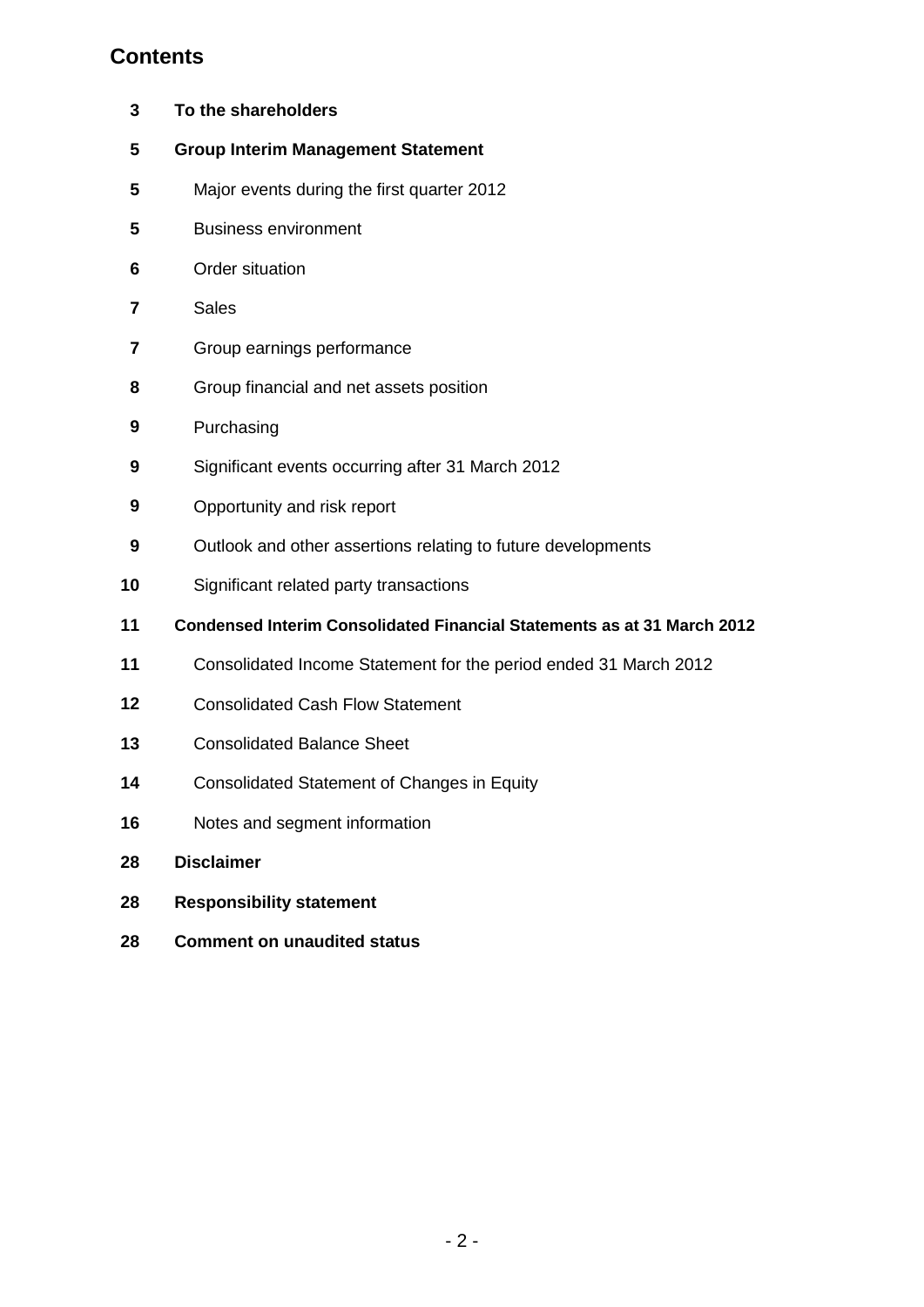## Contents

| | |
|---|---|
| **3** | **To the shareholders** |
| **5** | **Group Interim Management Statement** |
| **5** | Major events during the first quarter 2012 |
| **5** | Business environment |
| **6** | Order situation |
| **7** | Sales |
| **7** | Group earnings performance |
| **8** | Group financial and net assets position |
| **9** | Purchasing |
| **9** | Significant events occurring after 31 March 2012 |
| **9** | Opportunity and risk report |
| **9** | Outlook and other assertions relating to future developments |
| **10** | Significant related party transactions |
| **11** | **Condensed Interim Consolidated Financial Statements as at 31 March 2012** |
| **11** | Consolidated Income Statement for the period ended 31 March 2012 |
| **12** | Consolidated Cash Flow Statement |
| **13** | Consolidated Balance Sheet |
| **14** | Consolidated Statement of Changes in Equity |
| **16** | Notes and segment information |
| **28** | **Disclaimer** |
| **28** | **Responsibility statement** |
| **28** | **Comment on unaudited status** |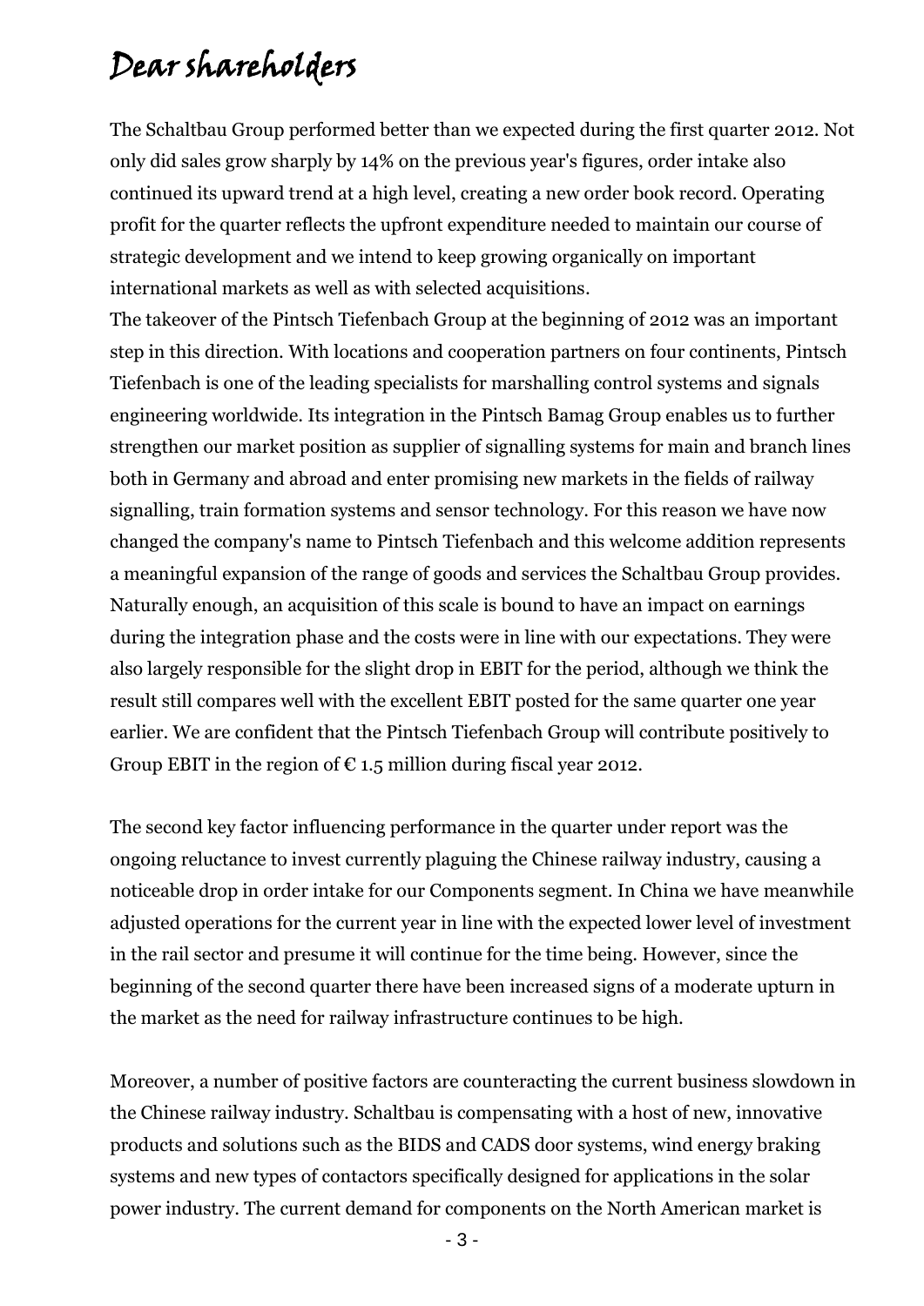# Dear shareholders

The Schaltbau Group performed better than we expected during the first quarter 2012. Not only did sales grow sharply by 14% on the previous year's figures, order intake also continued its upward trend at a high level, creating a new order book record. Operating profit for the quarter reflects the upfront expenditure needed to maintain our course of strategic development and we intend to keep growing organically on important international markets as well as with selected acquisitions.
The takeover of the Pintsch Tiefenbach Group at the beginning of 2012 was an important step in this direction. With locations and cooperation partners on four continents, Pintsch Tiefenbach is one of the leading specialists for marshalling control systems and signals engineering worldwide. Its integration in the Pintsch Bamag Group enables us to further strengthen our market position as supplier of signalling systems for main and branch lines both in Germany and abroad and enter promising new markets in the fields of railway signalling, train formation systems and sensor technology. For this reason we have now changed the company's name to Pintsch Tiefenbach and this welcome addition represents a meaningful expansion of the range of goods and services the Schaltbau Group provides. Naturally enough, an acquisition of this scale is bound to have an impact on earnings during the integration phase and the costs were in line with our expectations. They were also largely responsible for the slight drop in EBIT for the period, although we think the result still compares well with the excellent EBIT posted for the same quarter one year earlier. We are confident that the Pintsch Tiefenbach Group will contribute positively to Group EBIT in the region of € 1.5 million during fiscal year 2012.

The second key factor influencing performance in the quarter under report was the ongoing reluctance to invest currently plaguing the Chinese railway industry, causing a noticeable drop in order intake for our Components segment. In China we have meanwhile adjusted operations for the current year in line with the expected lower level of investment in the rail sector and presume it will continue for the time being. However, since the beginning of the second quarter there have been increased signs of a moderate upturn in the market as the need for railway infrastructure continues to be high.

Moreover, a number of positive factors are counteracting the current business slowdown in the Chinese railway industry. Schaltbau is compensating with a host of new, innovative products and solutions such as the BIDS and CADS door systems, wind energy braking systems and new types of contactors specifically designed for applications in the solar power industry. The current demand for components on the North American market is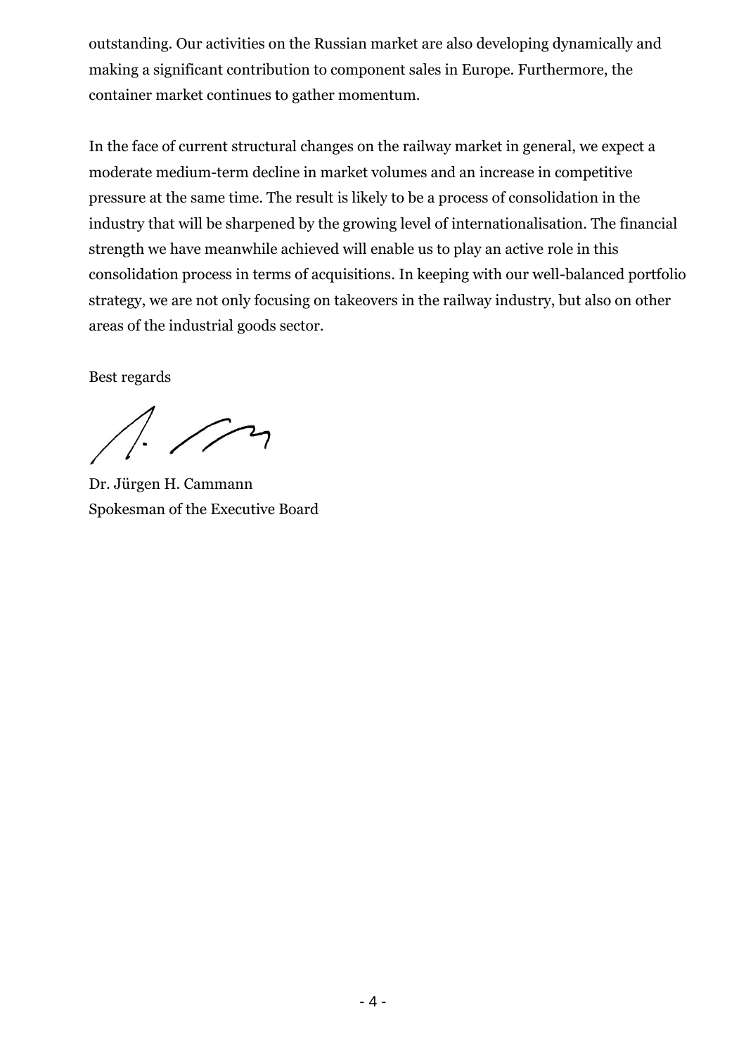outstanding. Our activities on the Russian market are also developing dynamically and making a significant contribution to component sales in Europe. Furthermore, the container market continues to gather momentum.

In the face of current structural changes on the railway market in general, we expect a moderate medium-term decline in market volumes and an increase in competitive pressure at the same time. The result is likely to be a process of consolidation in the industry that will be sharpened by the growing level of internationalisation. The financial strength we have meanwhile achieved will enable us to play an active role in this consolidation process in terms of acquisitions. In keeping with our well-balanced portfolio strategy, we are not only focusing on takeovers in the railway industry, but also on other areas of the industrial goods sector.

Best regards

Dr. Jürgen H. Cammann
Spokesman of the Executive Board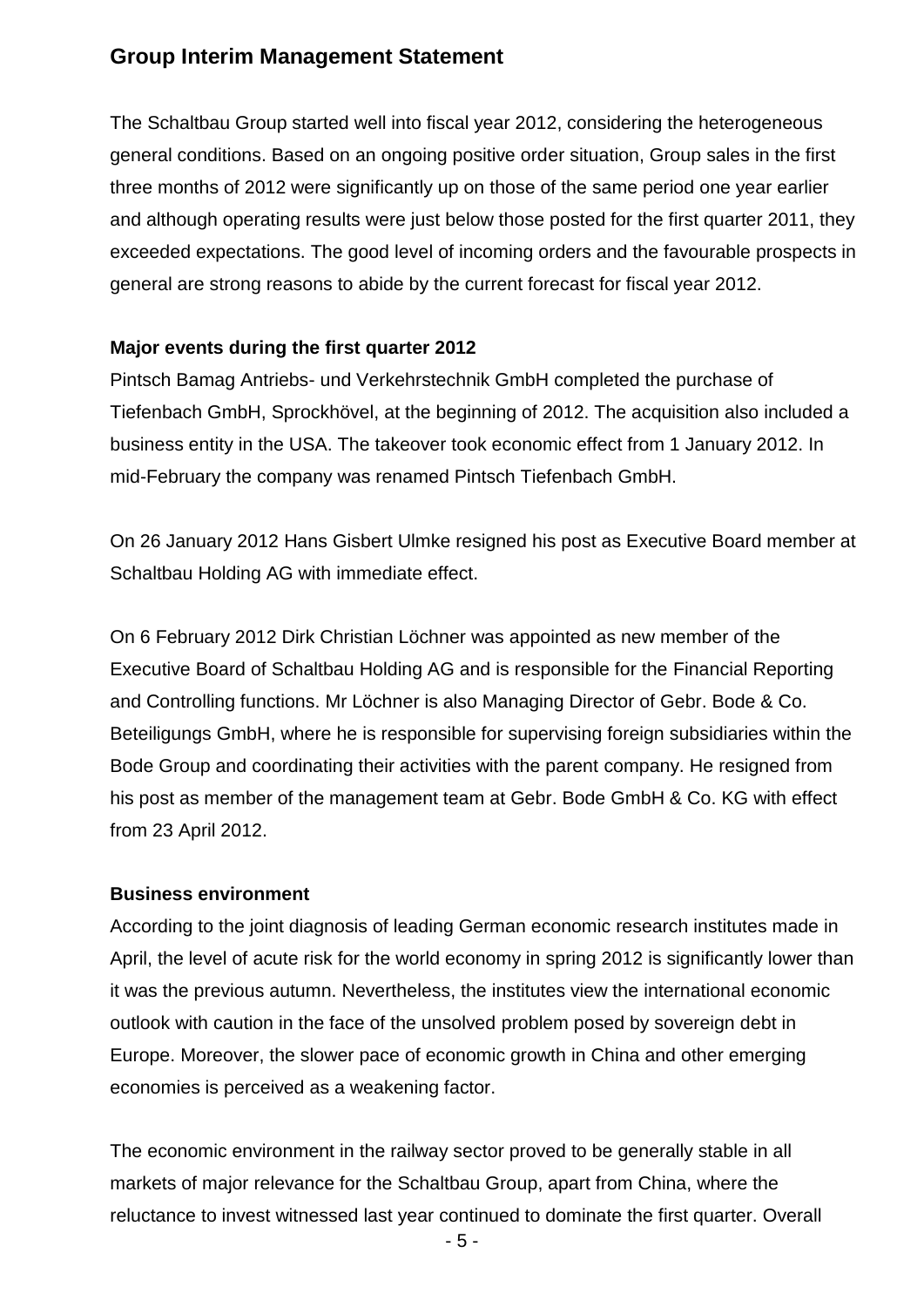## Group Interim Management Statement

The Schaltbau Group started well into fiscal year 2012, considering the heterogeneous general conditions. Based on an ongoing positive order situation, Group sales in the first three months of 2012 were significantly up on those of the same period one year earlier and although operating results were just below those posted for the first quarter 2011, they exceeded expectations. The good level of incoming orders and the favourable prospects in general are strong reasons to abide by the current forecast for fiscal year 2012.

**Major events during the first quarter 2012**

Pintsch Bamag Antriebs- und Verkehrstechnik GmbH completed the purchase of Tiefenbach GmbH, Sprockhövel, at the beginning of 2012. The acquisition also included a business entity in the USA. The takeover took economic effect from 1 January 2012. In mid-February the company was renamed Pintsch Tiefenbach GmbH.

On 26 January 2012 Hans Gisbert Ulmke resigned his post as Executive Board member at Schaltbau Holding AG with immediate effect.

On 6 February 2012 Dirk Christian Löchner was appointed as new member of the Executive Board of Schaltbau Holding AG and is responsible for the Financial Reporting and Controlling functions. Mr Löchner is also Managing Director of Gebr. Bode & Co. Beteiligungs GmbH, where he is responsible for supervising foreign subsidiaries within the Bode Group and coordinating their activities with the parent company. He resigned from his post as member of the management team at Gebr. Bode GmbH & Co. KG with effect from 23 April 2012.

**Business environment**

According to the joint diagnosis of leading German economic research institutes made in April, the level of acute risk for the world economy in spring 2012 is significantly lower than it was the previous autumn. Nevertheless, the institutes view the international economic outlook with caution in the face of the unsolved problem posed by sovereign debt in Europe. Moreover, the slower pace of economic growth in China and other emerging economies is perceived as a weakening factor.

The economic environment in the railway sector proved to be generally stable in all markets of major relevance for the Schaltbau Group, apart from China, where the reluctance to invest witnessed last year continued to dominate the first quarter. Overall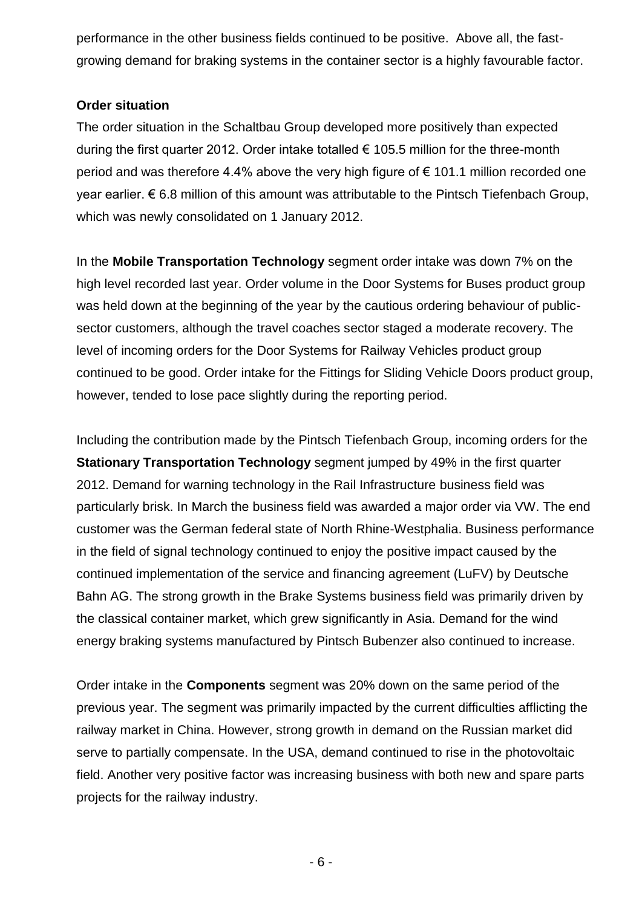performance in the other business fields continued to be positive. Above all, the fast-growing demand for braking systems in the container sector is a highly favourable factor.

**Order situation**

The order situation in the Schaltbau Group developed more positively than expected during the first quarter 2012. Order intake totalled € 105.5 million for the three-month period and was therefore 4.4% above the very high figure of € 101.1 million recorded one year earlier. € 6.8 million of this amount was attributable to the Pintsch Tiefenbach Group, which was newly consolidated on 1 January 2012.

In the **Mobile Transportation Technology** segment order intake was down 7% on the high level recorded last year. Order volume in the Door Systems for Buses product group was held down at the beginning of the year by the cautious ordering behaviour of public-sector customers, although the travel coaches sector staged a moderate recovery. The level of incoming orders for the Door Systems for Railway Vehicles product group continued to be good. Order intake for the Fittings for Sliding Vehicle Doors product group, however, tended to lose pace slightly during the reporting period.

Including the contribution made by the Pintsch Tiefenbach Group, incoming orders for the **Stationary Transportation Technology** segment jumped by 49% in the first quarter 2012. Demand for warning technology in the Rail Infrastructure business field was particularly brisk. In March the business field was awarded a major order via VW. The end customer was the German federal state of North Rhine-Westphalia. Business performance in the field of signal technology continued to enjoy the positive impact caused by the continued implementation of the service and financing agreement (LuFV) by Deutsche Bahn AG. The strong growth in the Brake Systems business field was primarily driven by the classical container market, which grew significantly in Asia. Demand for the wind energy braking systems manufactured by Pintsch Bubenzer also continued to increase.

Order intake in the **Components** segment was 20% down on the same period of the previous year. The segment was primarily impacted by the current difficulties afflicting the railway market in China. However, strong growth in demand on the Russian market did serve to partially compensate. In the USA, demand continued to rise in the photovoltaic field. Another very positive factor was increasing business with both new and spare parts projects for the railway industry.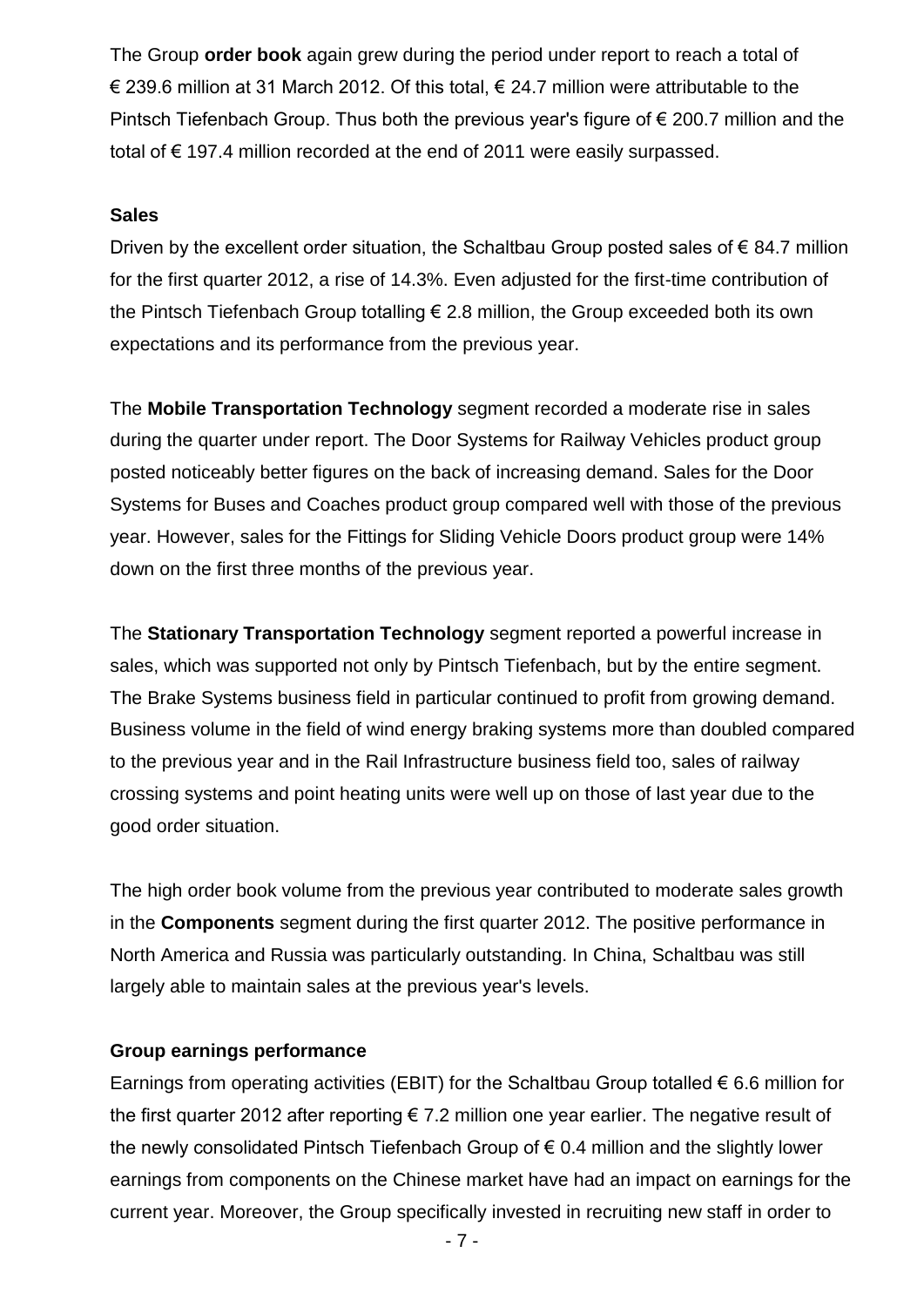The Group **order book** again grew during the period under report to reach a total of € 239.6 million at 31 March 2012. Of this total, € 24.7 million were attributable to the Pintsch Tiefenbach Group. Thus both the previous year's figure of € 200.7 million and the total of € 197.4 million recorded at the end of 2011 were easily surpassed.

**Sales**

Driven by the excellent order situation, the Schaltbau Group posted sales of € 84.7 million for the first quarter 2012, a rise of 14.3%. Even adjusted for the first-time contribution of the Pintsch Tiefenbach Group totalling € 2.8 million, the Group exceeded both its own expectations and its performance from the previous year.

The **Mobile Transportation Technology** segment recorded a moderate rise in sales during the quarter under report. The Door Systems for Railway Vehicles product group posted noticeably better figures on the back of increasing demand. Sales for the Door Systems for Buses and Coaches product group compared well with those of the previous year. However, sales for the Fittings for Sliding Vehicle Doors product group were 14% down on the first three months of the previous year.

The **Stationary Transportation Technology** segment reported a powerful increase in sales, which was supported not only by Pintsch Tiefenbach, but by the entire segment. The Brake Systems business field in particular continued to profit from growing demand. Business volume in the field of wind energy braking systems more than doubled compared to the previous year and in the Rail Infrastructure business field too, sales of railway crossing systems and point heating units were well up on those of last year due to the good order situation.

The high order book volume from the previous year contributed to moderate sales growth in the **Components** segment during the first quarter 2012. The positive performance in North America and Russia was particularly outstanding. In China, Schaltbau was still largely able to maintain sales at the previous year's levels.

**Group earnings performance**

Earnings from operating activities (EBIT) for the Schaltbau Group totalled € 6.6 million for the first quarter 2012 after reporting € 7.2 million one year earlier. The negative result of the newly consolidated Pintsch Tiefenbach Group of € 0.4 million and the slightly lower earnings from components on the Chinese market have had an impact on earnings for the current year. Moreover, the Group specifically invested in recruiting new staff in order to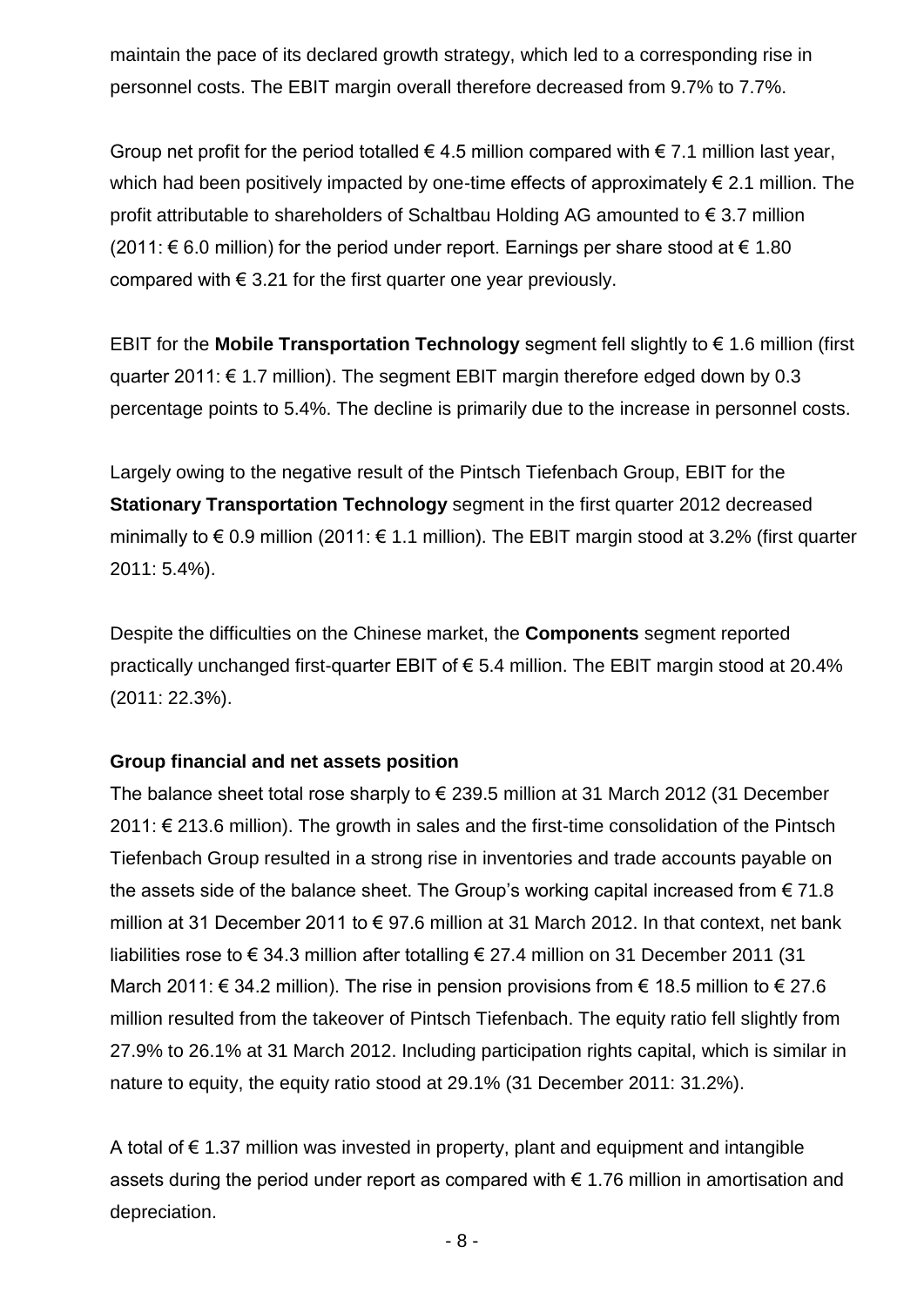maintain the pace of its declared growth strategy, which led to a corresponding rise in personnel costs. The EBIT margin overall therefore decreased from 9.7% to 7.7%.

Group net profit for the period totalled € 4.5 million compared with € 7.1 million last year, which had been positively impacted by one-time effects of approximately € 2.1 million. The profit attributable to shareholders of Schaltbau Holding AG amounted to € 3.7 million (2011: € 6.0 million) for the period under report. Earnings per share stood at € 1.80 compared with € 3.21 for the first quarter one year previously.

EBIT for the **Mobile Transportation Technology** segment fell slightly to € 1.6 million (first quarter 2011: € 1.7 million). The segment EBIT margin therefore edged down by 0.3 percentage points to 5.4%. The decline is primarily due to the increase in personnel costs.

Largely owing to the negative result of the Pintsch Tiefenbach Group, EBIT for the **Stationary Transportation Technology** segment in the first quarter 2012 decreased minimally to € 0.9 million (2011: € 1.1 million). The EBIT margin stood at 3.2% (first quarter 2011: 5.4%).

Despite the difficulties on the Chinese market, the **Components** segment reported practically unchanged first-quarter EBIT of € 5.4 million. The EBIT margin stood at 20.4% (2011: 22.3%).

**Group financial and net assets position**

The balance sheet total rose sharply to € 239.5 million at 31 March 2012 (31 December 2011: € 213.6 million). The growth in sales and the first-time consolidation of the Pintsch Tiefenbach Group resulted in a strong rise in inventories and trade accounts payable on the assets side of the balance sheet. The Group's working capital increased from € 71.8 million at 31 December 2011 to € 97.6 million at 31 March 2012. In that context, net bank liabilities rose to € 34.3 million after totalling € 27.4 million on 31 December 2011 (31 March 2011: € 34.2 million). The rise in pension provisions from € 18.5 million to € 27.6 million resulted from the takeover of Pintsch Tiefenbach. The equity ratio fell slightly from 27.9% to 26.1% at 31 March 2012. Including participation rights capital, which is similar in nature to equity, the equity ratio stood at 29.1% (31 December 2011: 31.2%).

A total of € 1.37 million was invested in property, plant and equipment and intangible assets during the period under report as compared with € 1.76 million in amortisation and depreciation.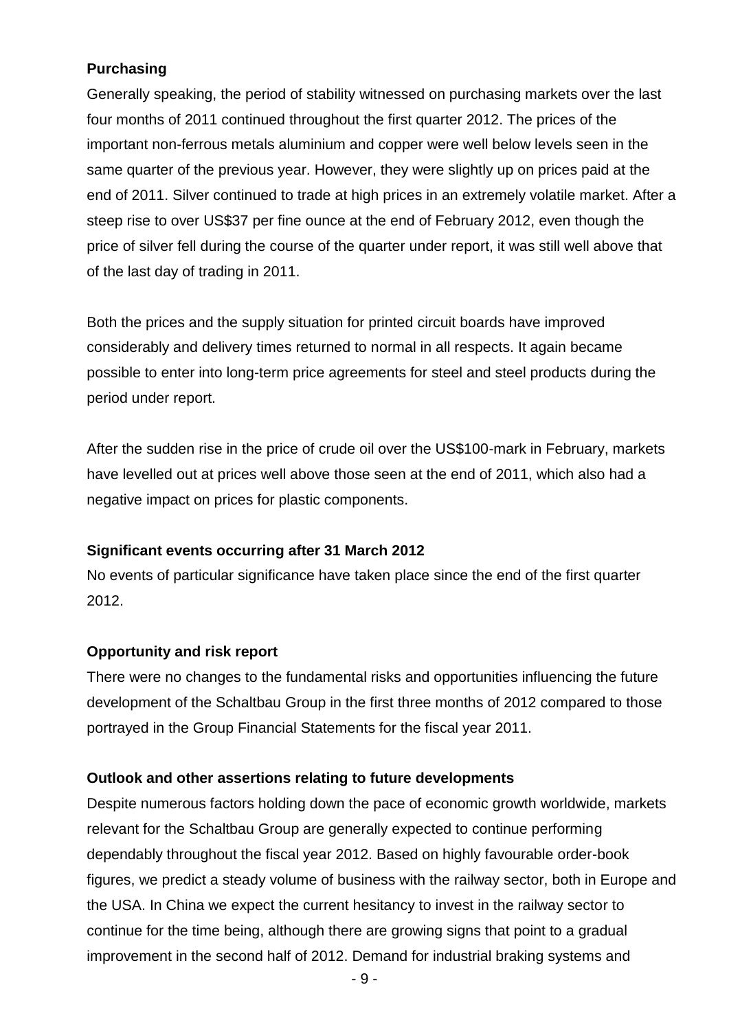**Purchasing**

Generally speaking, the period of stability witnessed on purchasing markets over the last four months of 2011 continued throughout the first quarter 2012. The prices of the important non-ferrous metals aluminium and copper were well below levels seen in the same quarter of the previous year. However, they were slightly up on prices paid at the end of 2011. Silver continued to trade at high prices in an extremely volatile market. After a steep rise to over US$37 per fine ounce at the end of February 2012, even though the price of silver fell during the course of the quarter under report, it was still well above that of the last day of trading in 2011.

Both the prices and the supply situation for printed circuit boards have improved considerably and delivery times returned to normal in all respects. It again became possible to enter into long-term price agreements for steel and steel products during the period under report.

After the sudden rise in the price of crude oil over the US$100-mark in February, markets have levelled out at prices well above those seen at the end of 2011, which also had a negative impact on prices for plastic components.

**Significant events occurring after 31 March 2012**

No events of particular significance have taken place since the end of the first quarter 2012.

**Opportunity and risk report**

There were no changes to the fundamental risks and opportunities influencing the future development of the Schaltbau Group in the first three months of 2012 compared to those portrayed in the Group Financial Statements for the fiscal year 2011.

**Outlook and other assertions relating to future developments**

Despite numerous factors holding down the pace of economic growth worldwide, markets relevant for the Schaltbau Group are generally expected to continue performing dependably throughout the fiscal year 2012. Based on highly favourable order-book figures, we predict a steady volume of business with the railway sector, both in Europe and the USA. In China we expect the current hesitancy to invest in the railway sector to continue for the time being, although there are growing signs that point to a gradual improvement in the second half of 2012. Demand for industrial braking systems and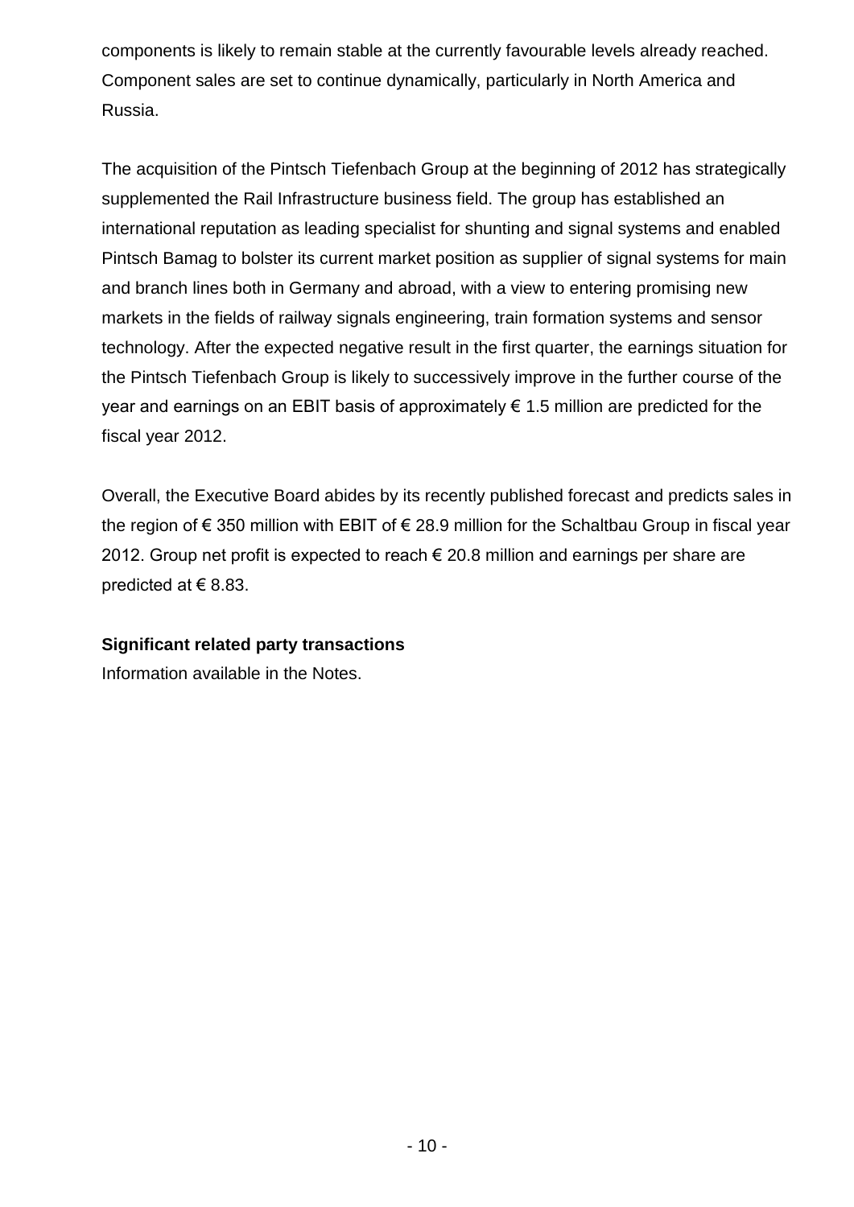components is likely to remain stable at the currently favourable levels already reached. Component sales are set to continue dynamically, particularly in North America and Russia.

The acquisition of the Pintsch Tiefenbach Group at the beginning of 2012 has strategically supplemented the Rail Infrastructure business field. The group has established an international reputation as leading specialist for shunting and signal systems and enabled Pintsch Bamag to bolster its current market position as supplier of signal systems for main and branch lines both in Germany and abroad, with a view to entering promising new markets in the fields of railway signals engineering, train formation systems and sensor technology. After the expected negative result in the first quarter, the earnings situation for the Pintsch Tiefenbach Group is likely to successively improve in the further course of the year and earnings on an EBIT basis of approximately € 1.5 million are predicted for the fiscal year 2012.

Overall, the Executive Board abides by its recently published forecast and predicts sales in the region of € 350 million with EBIT of € 28.9 million for the Schaltbau Group in fiscal year 2012. Group net profit is expected to reach € 20.8 million and earnings per share are predicted at € 8.83.

**Significant related party transactions**

Information available in the Notes.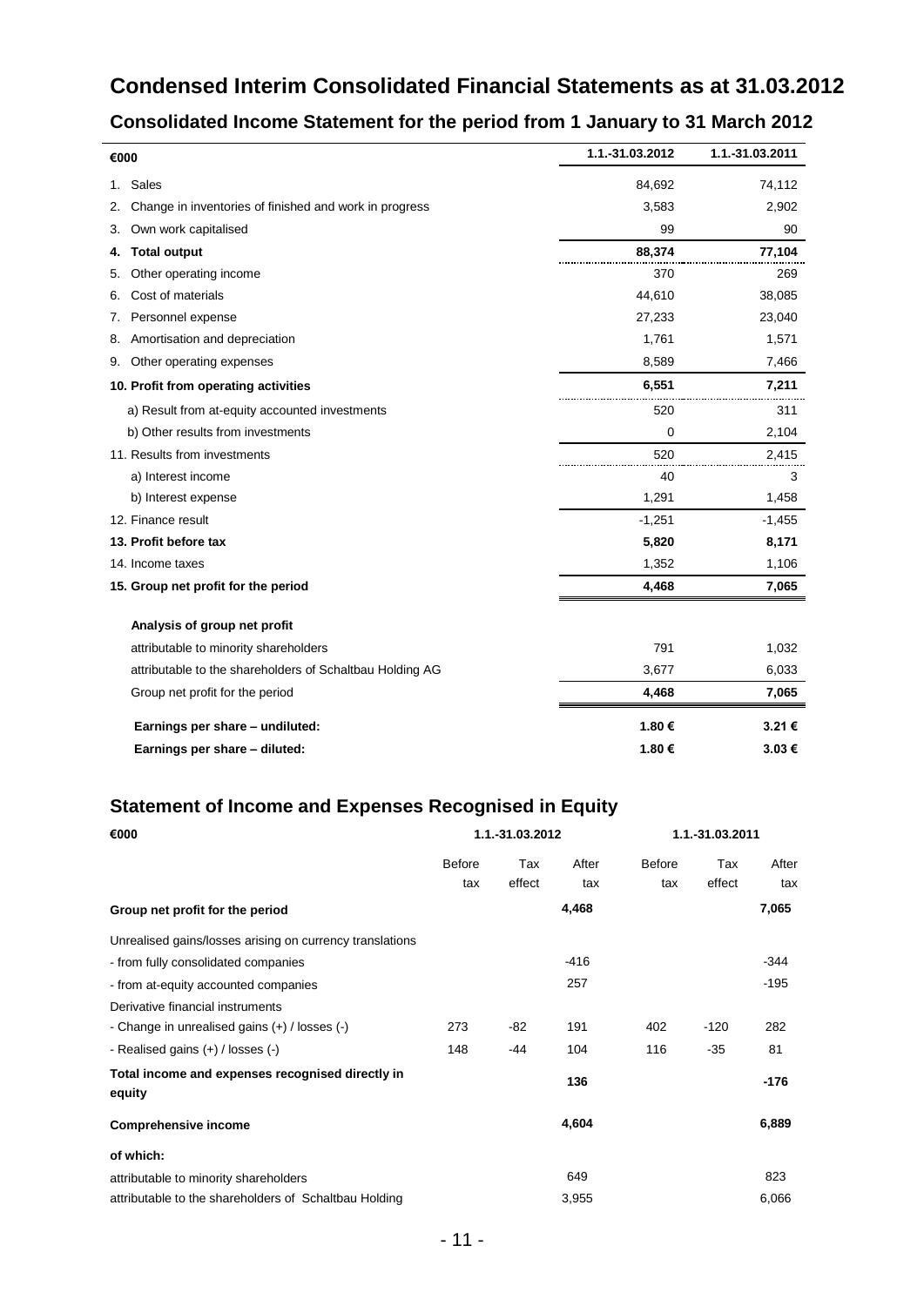# Condensed Interim Consolidated Financial Statements as at 31.03.2012

## Consolidated Income Statement for the period from 1 January to 31 March 2012

| €000 | 1.1.-31.03.2012 | 1.1.-31.03.2011 |
|---|---|---|
| 1. Sales | 84,692 | 74,112 |
| 2. Change in inventories of finished and work in progress | 3,583 | 2,902 |
| 3. Own work capitalised | 99 | 90 |
| **4. Total output** | **88,374** | **77,104** |
| 5. Other operating income | 370 | 269 |
| 6. Cost of materials | 44,610 | 38,085 |
| 7. Personnel expense | 27,233 | 23,040 |
| 8. Amortisation and depreciation | 1,761 | 1,571 |
| 9. Other operating expenses | 8,589 | 7,466 |
| **10. Profit from operating activities** | **6,551** | **7,211** |
| a) Result from at-equity accounted investments | 520 | 311 |
| b) Other results from investments | 0 | 2,104 |
| 11. Results from investments | 520 | 2,415 |
| a) Interest income | 40 | 3 |
| b) Interest expense | 1,291 | 1,458 |
| 12. Finance result | -1,251 | -1,455 |
| **13. Profit before tax** | **5,820** | **8,171** |
| 14. Income taxes | 1,352 | 1,106 |
| **15. Group net profit for the period** | **4,468** | **7,065** |
| | | |
| **Analysis of group net profit** | | |
| attributable to minority shareholders | 791 | 1,032 |
| attributable to the shareholders of Schaltbau Holding AG | 3,677 | 6,033 |
| Group net profit for the period | **4,468** | **7,065** |
| **Earnings per share – undiluted:** | **1.80 €** | **3.21 €** |
| **Earnings per share – diluted:** | **1.80 €** | **3.03 €** |

## Statement of Income and Expenses Recognised in Equity

| €000 | 1.1.-31.03.2012 | | | 1.1.-31.03.2011 | | |
|---|---|---|---|---|---|---|
| | Before tax | Tax effect | After tax | Before tax | Tax effect | After tax |
| **Group net profit for the period** | | | **4,468** | | | **7,065** |
| Unrealised gains/losses arising on currency translations | | | | | | |
| - from fully consolidated companies | | | -416 | | | -344 |
| - from at-equity accounted companies | | | 257 | | | -195 |
| Derivative financial instruments | | | | | | |
| - Change in unrealised gains (+) / losses (-) | 273 | -82 | 191 | 402 | -120 | 282 |
| - Realised gains (+) / losses (-) | 148 | -44 | 104 | 116 | -35 | 81 |
| **Total income and expenses recognised directly in equity** | | | **136** | | | **-176** |
| **Comprehensive income** | | | **4,604** | | | **6,889** |
| **of which:** | | | | | | |
| attributable to minority shareholders | | | 649 | | | 823 |
| attributable to the shareholders of Schaltbau Holding | | | 3,955 | | | 6,066 |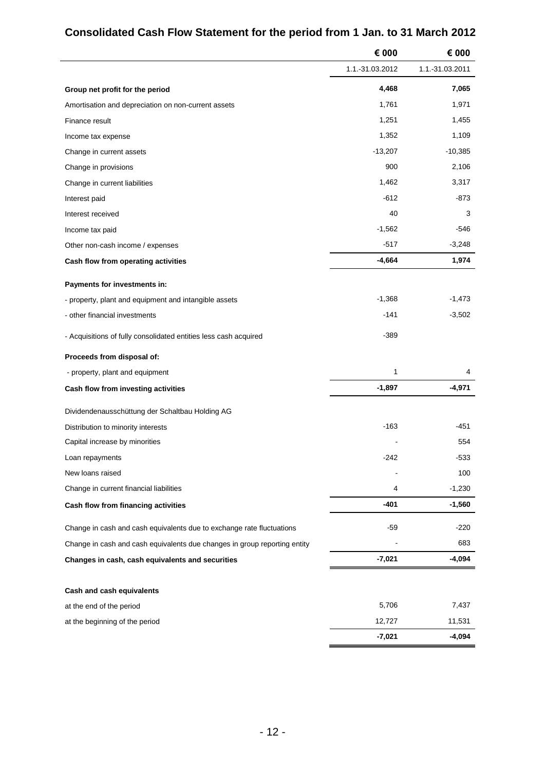# Consolidated Cash Flow Statement for the period from 1 Jan. to 31 March 2012

| | € 000 | € 000 |
|---|---|---|
| | 1.1.-31.03.2012 | 1.1.-31.03.2011 |
| **Group net profit for the period** | **4,468** | **7,065** |
| Amortisation and depreciation on non-current assets | 1,761 | 1,971 |
| Finance result | 1,251 | 1,455 |
| Income tax expense | 1,352 | 1,109 |
| Change in current assets | -13,207 | -10,385 |
| Change in provisions | 900 | 2,106 |
| Change in current liabilities | 1,462 | 3,317 |
| Interest paid | -612 | -873 |
| Interest received | 40 | 3 |
| Income tax paid | -1,562 | -546 |
| Other non-cash income / expenses | -517 | -3,248 |
| **Cash flow from operating activities** | **-4,664** | **1,974** |
| **Payments for investments in:** | | |
| - property, plant and equipment and intangible assets | -1,368 | -1,473 |
| - other financial investments | -141 | -3,502 |
| - Acquisitions of fully consolidated entities less cash acquired | -389 | |
| **Proceeds from disposal of:** | | |
| - property, plant and equipment | 1 | 4 |
| **Cash flow from investing activities** | **-1,897** | **-4,971** |
| Dividendenausschüttung der Schaltbau Holding AG | | |
| Distribution to minority interests | -163 | -451 |
| Capital increase by minorities | - | 554 |
| Loan repayments | -242 | -533 |
| New loans raised | - | 100 |
| Change in current financial liabilities | 4 | -1,230 |
| **Cash flow from financing activities** | **-401** | **-1,560** |
| Change in cash and cash equivalents due to exchange rate fluctuations | -59 | -220 |
| Change in cash and cash equivalents due changes in group reporting entity | - | 683 |
| **Changes in cash, cash equivalents and securities** | **-7,021** | **-4,094** |
| **Cash and cash equivalents** | | |
| at the end of the period | 5,706 | 7,437 |
| at the beginning of the period | 12,727 | 11,531 |
| | **-7,021** | **-4,094** |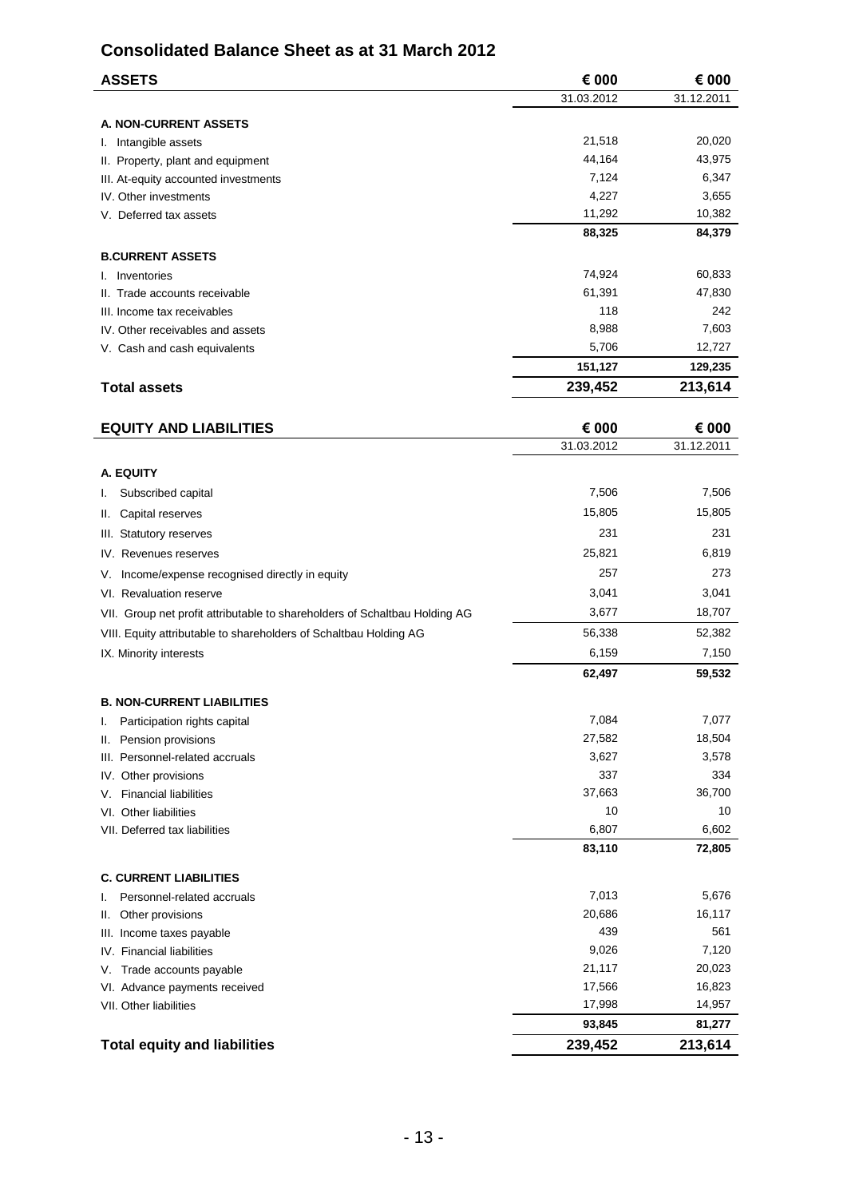# Consolidated Balance Sheet as at 31 March 2012

| ASSETS | € 000 | € 000 |
|---|---|---|
| | 31.03.2012 | 31.12.2011 |
| **A. NON-CURRENT ASSETS** | | |
| I. Intangible assets | 21,518 | 20,020 |
| II. Property, plant and equipment | 44,164 | 43,975 |
| III. At-equity accounted investments | 7,124 | 6,347 |
| IV. Other investments | 4,227 | 3,655 |
| V. Deferred tax assets | 11,292 | 10,382 |
| | **88,325** | **84,379** |
| **B.CURRENT ASSETS** | | |
| I. Inventories | 74,924 | 60,833 |
| II. Trade accounts receivable | 61,391 | 47,830 |
| III. Income tax receivables | 118 | 242 |
| IV. Other receivables and assets | 8,988 | 7,603 |
| V. Cash and cash equivalents | 5,706 | 12,727 |
| | **151,127** | **129,235** |
| **Total assets** | **239,452** | **213,614** |

| EQUITY AND LIABILITIES | € 000 | € 000 |
|---|---|---|
| | 31.03.2012 | 31.12.2011 |
| **A. EQUITY** | | |
| I. Subscribed capital | 7,506 | 7,506 |
| II. Capital reserves | 15,805 | 15,805 |
| III. Statutory reserves | 231 | 231 |
| IV. Revenues reserves | 25,821 | 6,819 |
| V. Income/expense recognised directly in equity | 257 | 273 |
| VI. Revaluation reserve | 3,041 | 3,041 |
| VII. Group net profit attributable to shareholders of Schaltbau Holding AG | 3,677 | 18,707 |
| VIII. Equity attributable to shareholders of Schaltbau Holding AG | 56,338 | 52,382 |
| IX. Minority interests | 6,159 | 7,150 |
| | **62,497** | **59,532** |
| **B. NON-CURRENT LIABILITIES** | | |
| I. Participation rights capital | 7,084 | 7,077 |
| II. Pension provisions | 27,582 | 18,504 |
| III. Personnel-related accruals | 3,627 | 3,578 |
| IV. Other provisions | 337 | 334 |
| V. Financial liabilities | 37,663 | 36,700 |
| VI. Other liabilities | 10 | 10 |
| VII. Deferred tax liabilities | 6,807 | 6,602 |
| | **83,110** | **72,805** |
| **C. CURRENT LIABILITIES** | | |
| I. Personnel-related accruals | 7,013 | 5,676 |
| II. Other provisions | 20,686 | 16,117 |
| III. Income taxes payable | 439 | 561 |
| IV. Financial liabilities | 9,026 | 7,120 |
| V. Trade accounts payable | 21,117 | 20,023 |
| VI. Advance payments received | 17,566 | 16,823 |
| VII. Other liabilities | 17,998 | 14,957 |
| | **93,845** | **81,277** |
| **Total equity and liabilities** | **239,452** | **213,614** |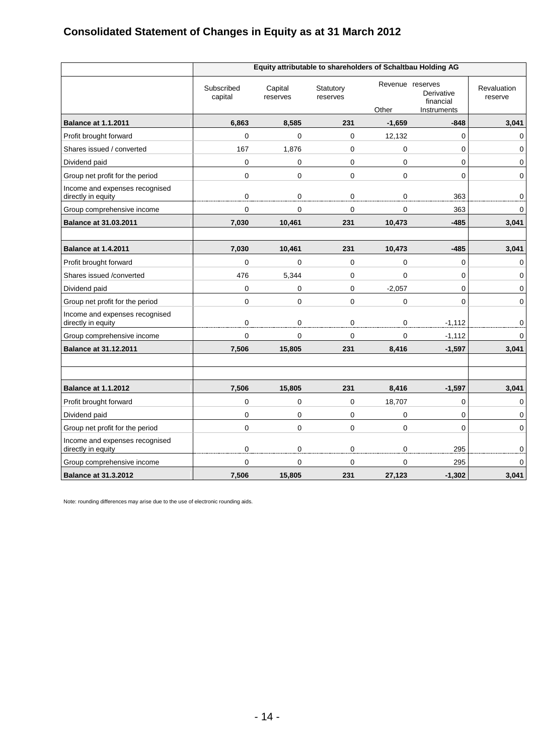# Consolidated Statement of Changes in Equity as at 31 March 2012

| | Equity attributable to shareholders of Schaltbau Holding AG | | | | | |
|---|---|---|---|---|---|---|
| | Subscribed capital | Capital reserves | Statutory reserves | Revenue reserves | | Revaluation reserve |
| | | | | Other | Derivative financial Instruments | |
| **Balance at 1.1.2011** | **6,863** | **8,585** | **231** | **-1,659** | **-848** | **3,041** |
| Profit brought forward | 0 | 0 | 0 | 12,132 | 0 | 0 |
| Shares issued / converted | 167 | 1,876 | 0 | 0 | 0 | 0 |
| Dividend paid | 0 | 0 | 0 | 0 | 0 | 0 |
| Group net profit for the period | 0 | 0 | 0 | 0 | 0 | 0 |
| Income and expenses recognised directly in equity | 0 | 0 | 0 | 0 | 363 | 0 |
| Group comprehensive income | 0 | 0 | 0 | 0 | 363 | 0 |
| **Balance at 31.03.2011** | **7,030** | **10,461** | **231** | **10,473** | **-485** | **3,041** |
| | | | | | | |
| **Balance at 1.4.2011** | **7,030** | **10,461** | **231** | **10,473** | **-485** | **3,041** |
| Profit brought forward | 0 | 0 | 0 | 0 | 0 | 0 |
| Shares issued /converted | 476 | 5,344 | 0 | 0 | 0 | 0 |
| Dividend paid | 0 | 0 | 0 | -2,057 | 0 | 0 |
| Group net profit for the period | 0 | 0 | 0 | 0 | 0 | 0 |
| Income and expenses recognised directly in equity | 0 | 0 | 0 | 0 | -1,112 | 0 |
| Group comprehensive income | 0 | 0 | 0 | 0 | -1,112 | 0 |
| **Balance at 31.12.2011** | **7,506** | **15,805** | **231** | **8,416** | **-1,597** | **3,041** |
| | | | | | | |
| | | | | | | |
| **Balance at 1.1.2012** | **7,506** | **15,805** | **231** | **8,416** | **-1,597** | **3,041** |
| Profit brought forward | 0 | 0 | 0 | 18,707 | 0 | 0 |
| Dividend paid | 0 | 0 | 0 | 0 | 0 | 0 |
| Group net profit for the period | 0 | 0 | 0 | 0 | 0 | 0 |
| Income and expenses recognised directly in equity | 0 | 0 | 0 | 0 | 295 | 0 |
| Group comprehensive income | 0 | 0 | 0 | 0 | 295 | 0 |
| **Balance at 31.3.2012** | **7,506** | **15,805** | **231** | **27,123** | **-1,302** | **3,041** |

Note: rounding differences may arise due to the use of electronic rounding aids.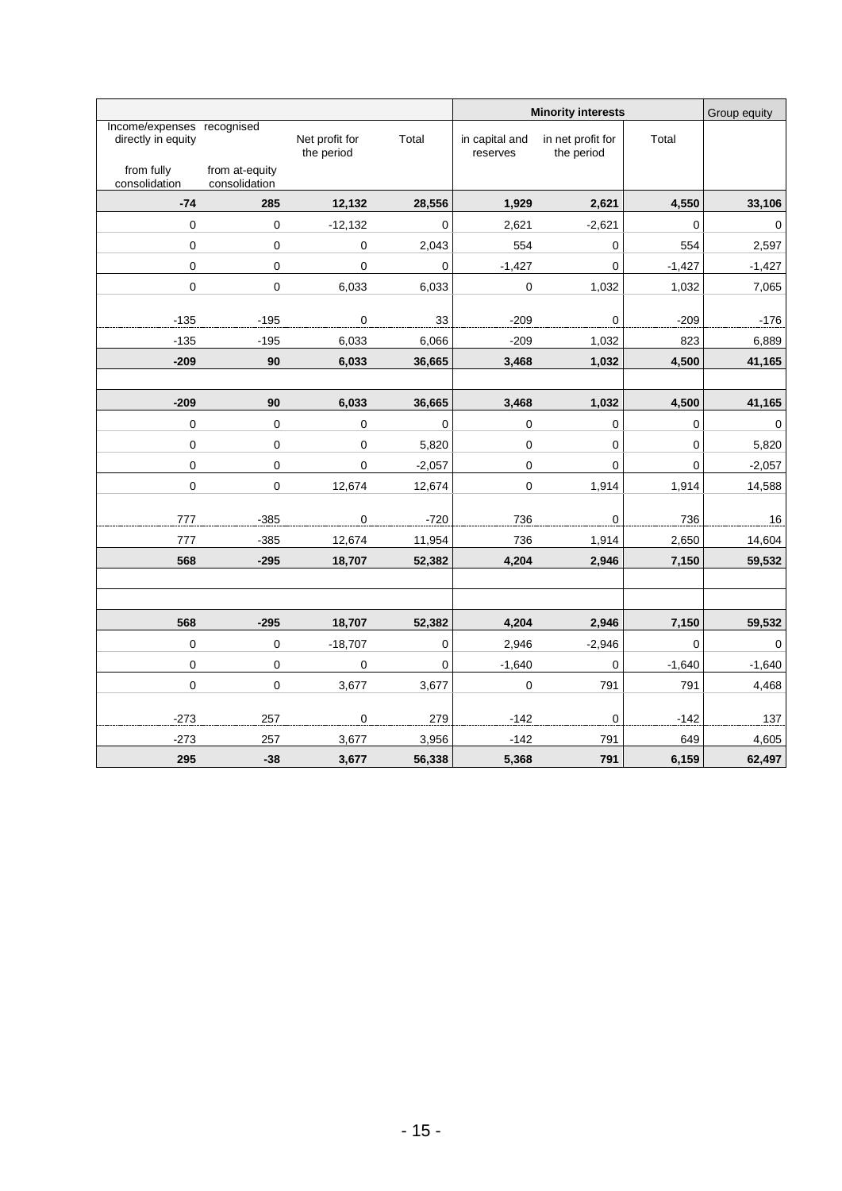| Income/expenses recognised directly in equity | | Net profit for the period | Total | Minority interests | | | Group equity |
|---|---|---|---|---|---|---|---|
| from fully consolidation | from at-equity consolidation | | | in capital and reserves | in net profit for the period | Total | |
| **-74** | **285** | **12,132** | **28,556** | **1,929** | **2,621** | **4,550** | **33,106** |
| 0 | 0 | -12,132 | 0 | 2,621 | -2,621 | 0 | 0 |
| 0 | 0 | 0 | 2,043 | 554 | 0 | 554 | 2,597 |
| 0 | 0 | 0 | 0 | -1,427 | 0 | -1,427 | -1,427 |
| 0 | 0 | 6,033 | 6,033 | 0 | 1,032 | 1,032 | 7,065 |
| -135 | -195 | 0 | 33 | -209 | 0 | -209 | -176 |
| -135 | -195 | 6,033 | 6,066 | -209 | 1,032 | 823 | 6,889 |
| **-209** | **90** | **6,033** | **36,665** | **3,468** | **1,032** | **4,500** | **41,165** |
| | | | | | | | |
| **-209** | **90** | **6,033** | **36,665** | **3,468** | **1,032** | **4,500** | **41,165** |
| 0 | 0 | 0 | 0 | 0 | 0 | 0 | 0 |
| 0 | 0 | 0 | 5,820 | 0 | 0 | 0 | 5,820 |
| 0 | 0 | 0 | -2,057 | 0 | 0 | 0 | -2,057 |
| 0 | 0 | 12,674 | 12,674 | 0 | 1,914 | 1,914 | 14,588 |
| 777 | -385 | 0 | -720 | 736 | 0 | 736 | 16 |
| 777 | -385 | 12,674 | 11,954 | 736 | 1,914 | 2,650 | 14,604 |
| **568** | **-295** | **18,707** | **52,382** | **4,204** | **2,946** | **7,150** | **59,532** |
| | | | | | | | |
| | | | | | | | |
| **568** | **-295** | **18,707** | **52,382** | **4,204** | **2,946** | **7,150** | **59,532** |
| 0 | 0 | -18,707 | 0 | 2,946 | -2,946 | 0 | 0 |
| 0 | 0 | 0 | 0 | -1,640 | 0 | -1,640 | -1,640 |
| 0 | 0 | 3,677 | 3,677 | 0 | 791 | 791 | 4,468 |
| -273 | 257 | 0 | 279 | -142 | 0 | -142 | 137 |
| -273 | 257 | 3,677 | 3,956 | -142 | 791 | 649 | 4,605 |
| **295** | **-38** | **3,677** | **56,338** | **5,368** | **791** | **6,159** | **62,497** |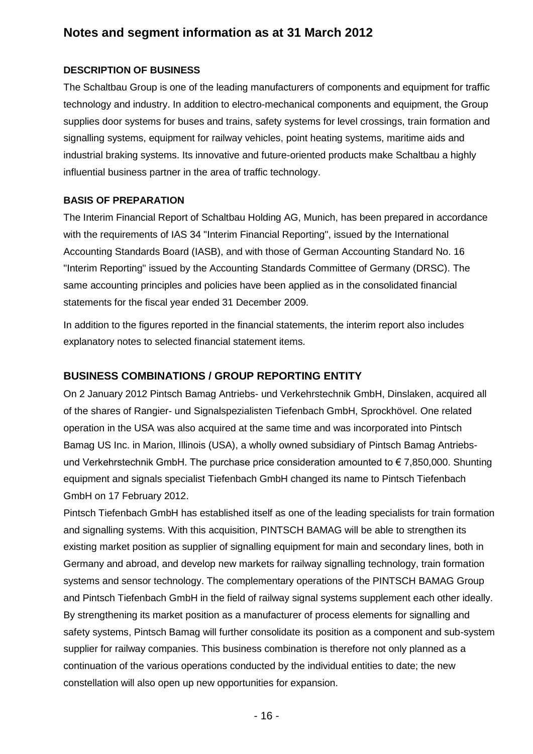# Notes and segment information as at 31 March 2012

### DESCRIPTION OF BUSINESS

The Schaltbau Group is one of the leading manufacturers of components and equipment for traffic technology and industry. In addition to electro-mechanical components and equipment, the Group supplies door systems for buses and trains, safety systems for level crossings, train formation and signalling systems, equipment for railway vehicles, point heating systems, maritime aids and industrial braking systems. Its innovative and future-oriented products make Schaltbau a highly influential business partner in the area of traffic technology.

### BASIS OF PREPARATION

The Interim Financial Report of Schaltbau Holding AG, Munich, has been prepared in accordance with the requirements of IAS 34 "Interim Financial Reporting", issued by the International Accounting Standards Board (IASB), and with those of German Accounting Standard No. 16 "Interim Reporting" issued by the Accounting Standards Committee of Germany (DRSC). The same accounting principles and policies have been applied as in the consolidated financial statements for the fiscal year ended 31 December 2009.

In addition to the figures reported in the financial statements, the interim report also includes explanatory notes to selected financial statement items.

## BUSINESS COMBINATIONS / GROUP REPORTING ENTITY

On 2 January 2012 Pintsch Bamag Antriebs- und Verkehrstechnik GmbH, Dinslaken, acquired all of the shares of Rangier- und Signalspezialisten Tiefenbach GmbH, Sprockhövel. One related operation in the USA was also acquired at the same time and was incorporated into Pintsch Bamag US Inc. in Marion, Illinois (USA), a wholly owned subsidiary of Pintsch Bamag Antriebs- und Verkehrstechnik GmbH. The purchase price consideration amounted to € 7,850,000. Shunting equipment and signals specialist Tiefenbach GmbH changed its name to Pintsch Tiefenbach GmbH on 17 February 2012.

Pintsch Tiefenbach GmbH has established itself as one of the leading specialists for train formation and signalling systems. With this acquisition, PINTSCH BAMAG will be able to strengthen its existing market position as supplier of signalling equipment for main and secondary lines, both in Germany and abroad, and develop new markets for railway signalling technology, train formation systems and sensor technology. The complementary operations of the PINTSCH BAMAG Group and Pintsch Tiefenbach GmbH in the field of railway signal systems supplement each other ideally. By strengthening its market position as a manufacturer of process elements for signalling and safety systems, Pintsch Bamag will further consolidate its position as a component and sub-system supplier for railway companies. This business combination is therefore not only planned as a continuation of the various operations conducted by the individual entities to date; the new constellation will also open up new opportunities for expansion.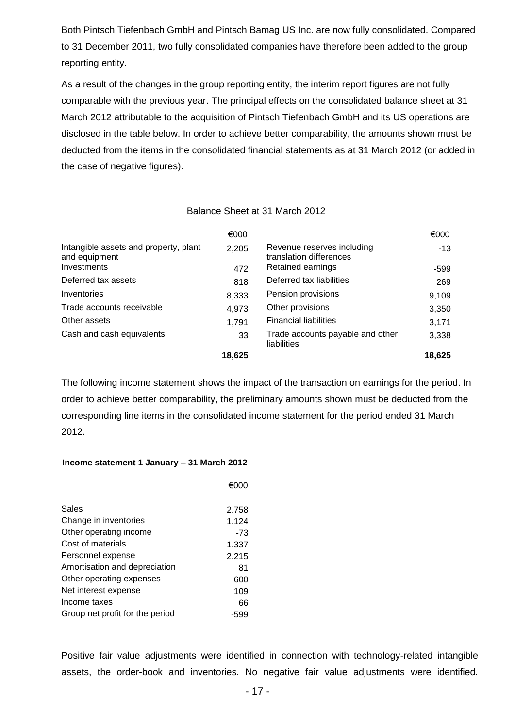Both Pintsch Tiefenbach GmbH and Pintsch Bamag US Inc. are now fully consolidated. Compared to 31 December 2011, two fully consolidated companies have therefore been added to the group reporting entity.

As a result of the changes in the group reporting entity, the interim report figures are not fully comparable with the previous year. The principal effects on the consolidated balance sheet at 31 March 2012 attributable to the acquisition of Pintsch Tiefenbach GmbH and its US operations are disclosed in the table below. In order to achieve better comparability, the amounts shown must be deducted from the items in the consolidated financial statements as at 31 March 2012 (or added in the case of negative figures).

Balance Sheet at 31 March 2012

| | €000 | | €000 |
|---|---|---|---|
| Intangible assets and property, plant and equipment | 2,205 | Revenue reserves including translation differences | -13 |
| Investments | 472 | Retained earnings | -599 |
| Deferred tax assets | 818 | Deferred tax liabilities | 269 |
| Inventories | 8,333 | Pension provisions | 9,109 |
| Trade accounts receivable | 4,973 | Other provisions | 3,350 |
| Other assets | 1,791 | Financial liabilities | 3,171 |
| Cash and cash equivalents | 33 | Trade accounts payable and other liabilities | 3,338 |
| | **18,625** | | **18,625** |

The following income statement shows the impact of the transaction on earnings for the period. In order to achieve better comparability, the preliminary amounts shown must be deducted from the corresponding line items in the consolidated income statement for the period ended 31 March 2012.

**Income statement 1 January – 31 March 2012**

| | €000 |
|---|---|
| Sales | 2.758 |
| Change in inventories | 1.124 |
| Other operating income | -73 |
| Cost of materials | 1.337 |
| Personnel expense | 2.215 |
| Amortisation and depreciation | 81 |
| Other operating expenses | 600 |
| Net interest expense | 109 |
| Income taxes | 66 |
| Group net profit for the period | -599 |

Positive fair value adjustments were identified in connection with technology-related intangible assets, the order-book and inventories. No negative fair value adjustments were identified.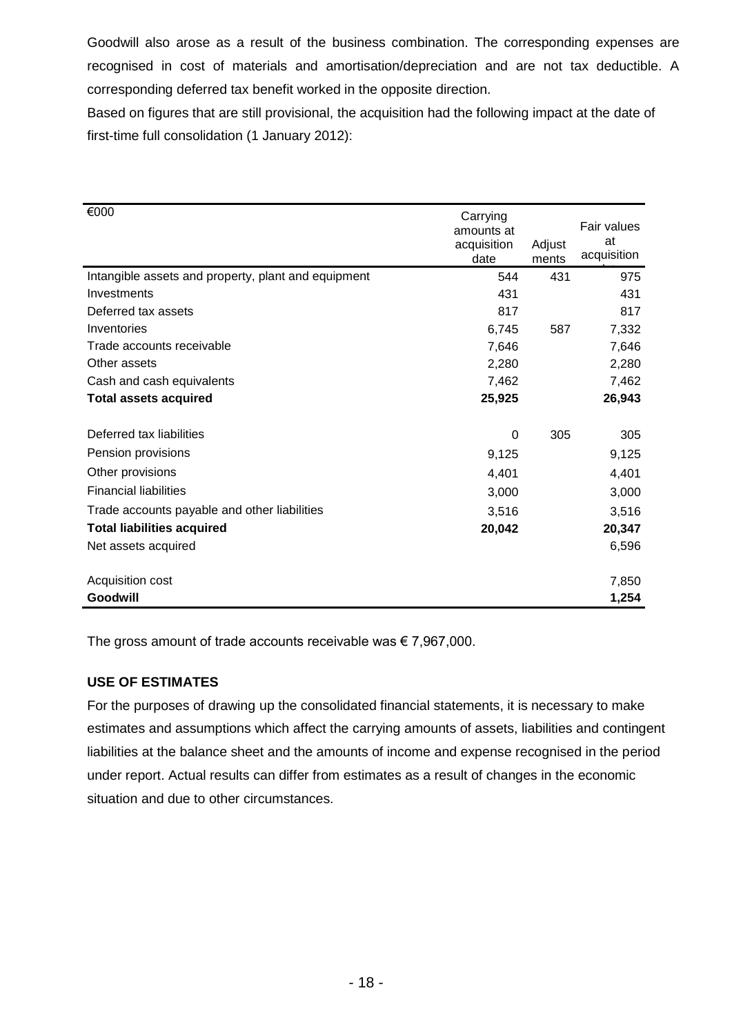Goodwill also arose as a result of the business combination. The corresponding expenses are recognised in cost of materials and amortisation/depreciation and are not tax deductible. A corresponding deferred tax benefit worked in the opposite direction.

Based on figures that are still provisional, the acquisition had the following impact at the date of first-time full consolidation (1 January 2012):

| €000 | Carrying amounts at acquisition date | Adjust ments | Fair values at acquisition |
|---|---|---|---|
| Intangible assets and property, plant and equipment | 544 | 431 | 975 |
| Investments | 431 | | 431 |
| Deferred tax assets | 817 | | 817 |
| Inventories | 6,745 | 587 | 7,332 |
| Trade accounts receivable | 7,646 | | 7,646 |
| Other assets | 2,280 | | 2,280 |
| Cash and cash equivalents | 7,462 | | 7,462 |
| **Total assets acquired** | **25,925** | | **26,943** |
| Deferred tax liabilities | 0 | 305 | 305 |
| Pension provisions | 9,125 | | 9,125 |
| Other provisions | 4,401 | | 4,401 |
| Financial liabilities | 3,000 | | 3,000 |
| Trade accounts payable and other liabilities | 3,516 | | 3,516 |
| **Total liabilities acquired** | **20,042** | | **20,347** |
| Net assets acquired | | | 6,596 |
| Acquisition cost | | | 7,850 |
| **Goodwill** | | | **1,254** |

The gross amount of trade accounts receivable was € 7,967,000.

**USE OF ESTIMATES**

For the purposes of drawing up the consolidated financial statements, it is necessary to make estimates and assumptions which affect the carrying amounts of assets, liabilities and contingent liabilities at the balance sheet and the amounts of income and expense recognised in the period under report. Actual results can differ from estimates as a result of changes in the economic situation and due to other circumstances.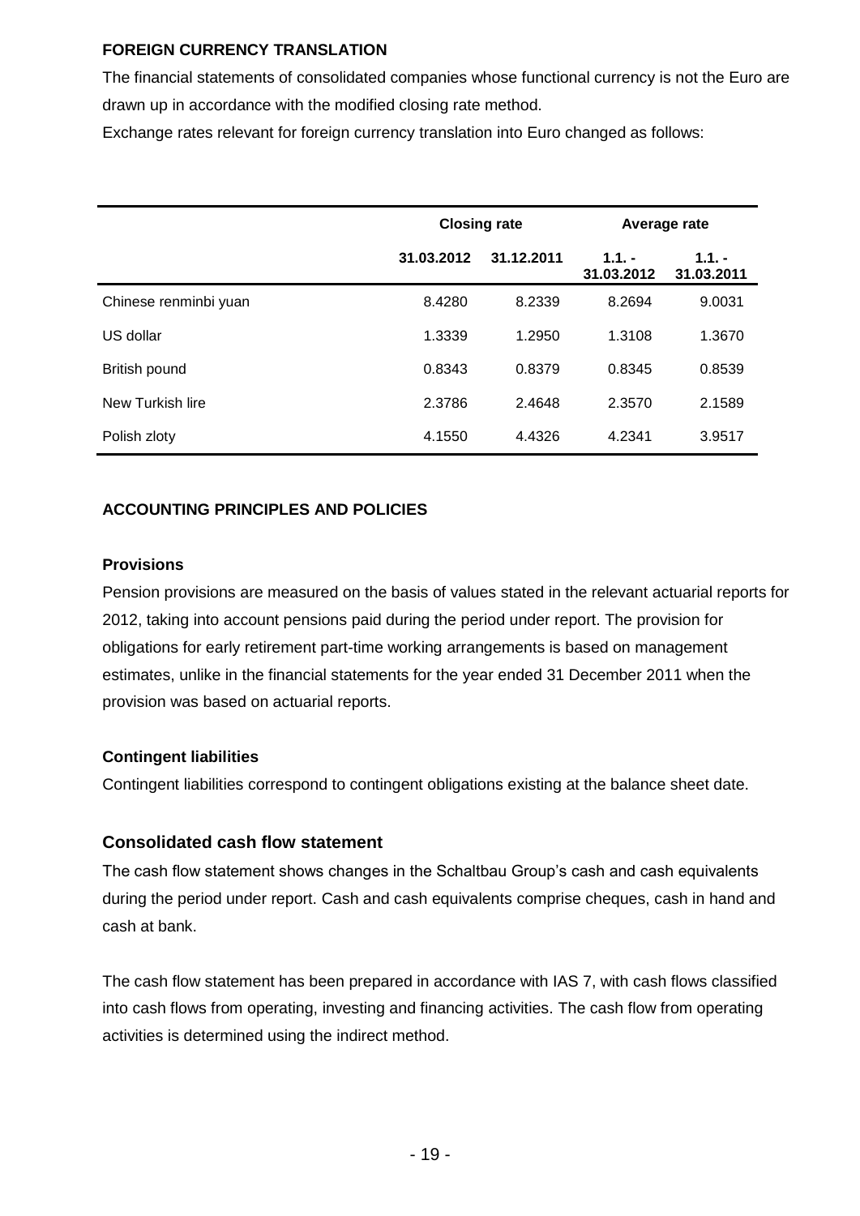**FOREIGN CURRENCY TRANSLATION**

The financial statements of consolidated companies whose functional currency is not the Euro are drawn up in accordance with the modified closing rate method.

Exchange rates relevant for foreign currency translation into Euro changed as follows:

| | Closing rate | | Average rate | |
|---|---|---|---|---|
| | 31.03.2012 | 31.12.2011 | 1.1. - 31.03.2012 | 1.1. - 31.03.2011 |
| Chinese renminbi yuan | 8.4280 | 8.2339 | 8.2694 | 9.0031 |
| US dollar | 1.3339 | 1.2950 | 1.3108 | 1.3670 |
| British pound | 0.8343 | 0.8379 | 0.8345 | 0.8539 |
| New Turkish lire | 2.3786 | 2.4648 | 2.3570 | 2.1589 |
| Polish zloty | 4.1550 | 4.4326 | 4.2341 | 3.9517 |

**ACCOUNTING PRINCIPLES AND POLICIES**

**Provisions**

Pension provisions are measured on the basis of values stated in the relevant actuarial reports for 2012, taking into account pensions paid during the period under report. The provision for obligations for early retirement part-time working arrangements is based on management estimates, unlike in the financial statements for the year ended 31 December 2011 when the provision was based on actuarial reports.

**Contingent liabilities**

Contingent liabilities correspond to contingent obligations existing at the balance sheet date.

## Consolidated cash flow statement

The cash flow statement shows changes in the Schaltbau Group's cash and cash equivalents during the period under report. Cash and cash equivalents comprise cheques, cash in hand and cash at bank.

The cash flow statement has been prepared in accordance with IAS 7, with cash flows classified into cash flows from operating, investing and financing activities. The cash flow from operating activities is determined using the indirect method.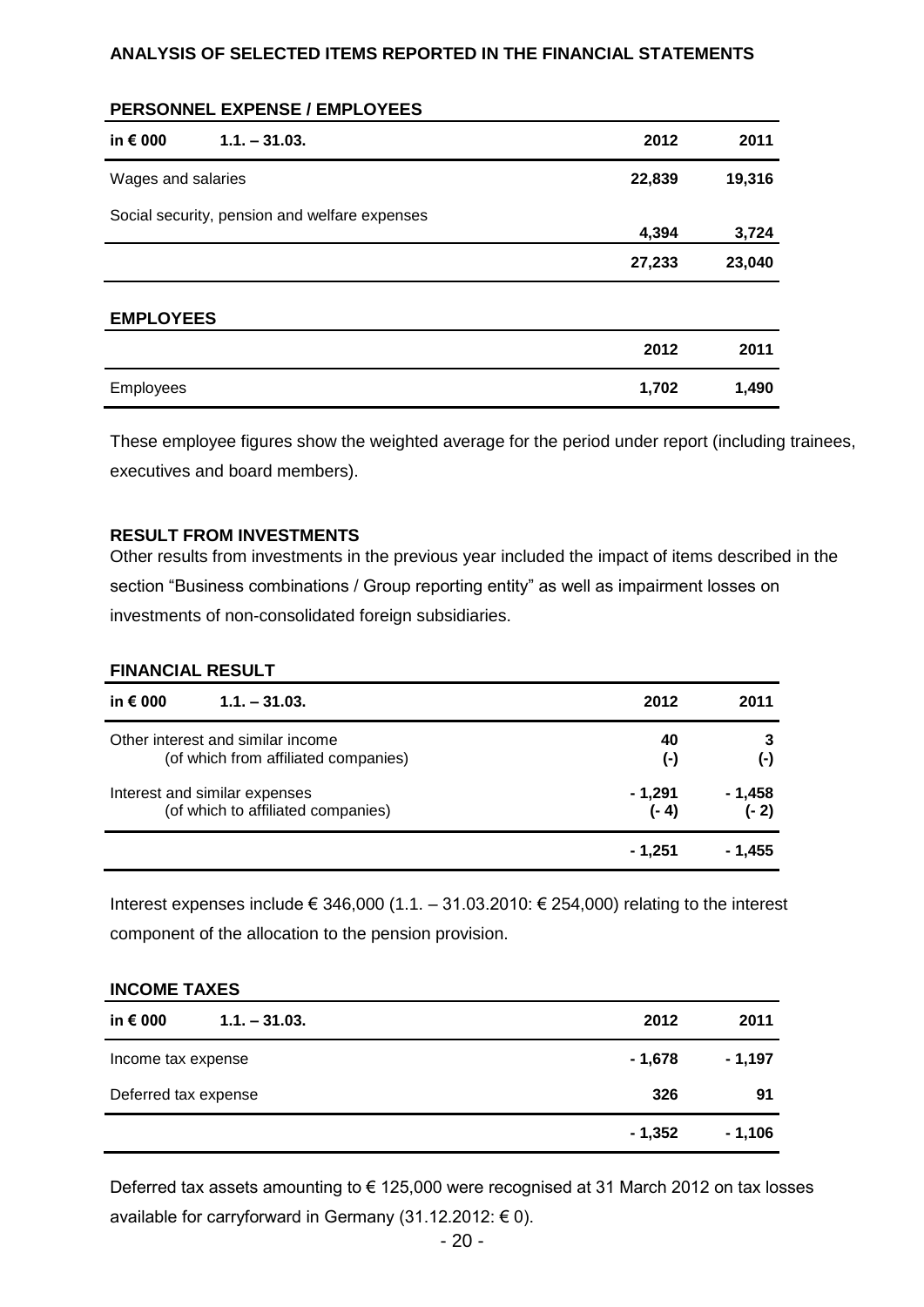## ANALYSIS OF SELECTED ITEMS REPORTED IN THE FINANCIAL STATEMENTS

### PERSONNEL EXPENSE / EMPLOYEES

| in € 000 1.1. – 31.03. | 2012 | 2011 |
|---|---|---|
| Wages and salaries | 22,839 | 19,316 |
| Social security, pension and welfare expenses | 4,394 | 3,724 |
| | 27,233 | 23,040 |

### EMPLOYEES

| | 2012 | 2011 |
|---|---|---|
| Employees | 1,702 | 1,490 |

These employee figures show the weighted average for the period under report (including trainees, executives and board members).

### RESULT FROM INVESTMENTS

Other results from investments in the previous year included the impact of items described in the section "Business combinations / Group reporting entity" as well as impairment losses on investments of non-consolidated foreign subsidiaries.

### FINANCIAL RESULT

| in € 000 1.1. – 31.03. | 2012 | 2011 |
|---|---|---|
| Other interest and similar income<br>(of which from affiliated companies) | 40<br>(-) | 3<br>(-) |
| Interest and similar expenses<br>(of which to affiliated companies) | - 1,291<br>(- 4) | - 1,458<br>(- 2) |
| | - 1,251 | - 1,455 |

Interest expenses include € 346,000 (1.1. – 31.03.2010: € 254,000) relating to the interest component of the allocation to the pension provision.

### INCOME TAXES

| in € 000 1.1. – 31.03. | 2012 | 2011 |
|---|---|---|
| Income tax expense | - 1,678 | - 1,197 |
| Deferred tax expense | 326 | 91 |
| | - 1,352 | - 1,106 |

Deferred tax assets amounting to € 125,000 were recognised at 31 March 2012 on tax losses available for carryforward in Germany (31.12.2012: € 0).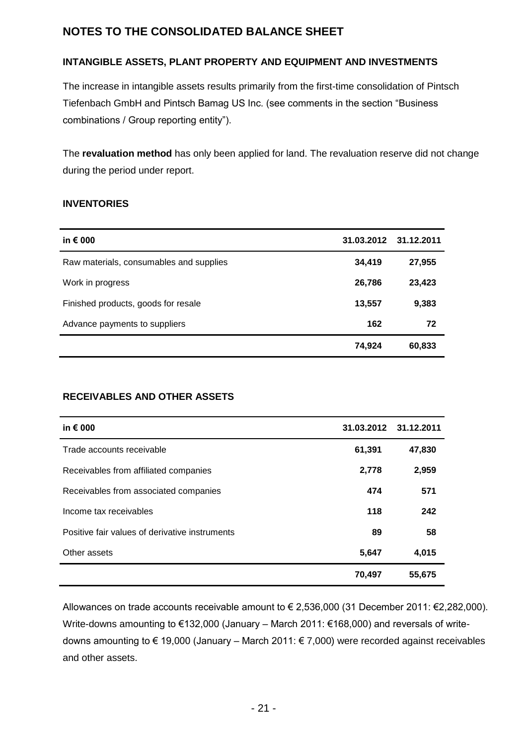# NOTES TO THE CONSOLIDATED BALANCE SHEET

## INTANGIBLE ASSETS, PLANT PROPERTY AND EQUIPMENT AND INVESTMENTS

The increase in intangible assets results primarily from the first-time consolidation of Pintsch Tiefenbach GmbH and Pintsch Bamag US Inc. (see comments in the section "Business combinations / Group reporting entity").

The **revaluation method** has only been applied for land. The revaluation reserve did not change during the period under report.

## INVENTORIES

| in € 000 | 31.03.2012 | 31.12.2011 |
|---|---|---|
| Raw materials, consumables and supplies | **34,419** | **27,955** |
| Work in progress | **26,786** | **23,423** |
| Finished products, goods for resale | **13,557** | **9,383** |
| Advance payments to suppliers | **162** | **72** |
| | **74,924** | **60,833** |

## RECEIVABLES AND OTHER ASSETS

| in € 000 | 31.03.2012 | 31.12.2011 |
|---|---|---|
| Trade accounts receivable | **61,391** | **47,830** |
| Receivables from affiliated companies | **2,778** | **2,959** |
| Receivables from associated companies | **474** | **571** |
| Income tax receivables | **118** | **242** |
| Positive fair values of derivative instruments | **89** | **58** |
| Other assets | **5,647** | **4,015** |
| | **70,497** | **55,675** |

Allowances on trade accounts receivable amount to € 2,536,000 (31 December 2011: €2,282,000). Write-downs amounting to €132,000 (January – March 2011: €168,000) and reversals of write-downs amounting to € 19,000 (January – March 2011: € 7,000) were recorded against receivables and other assets.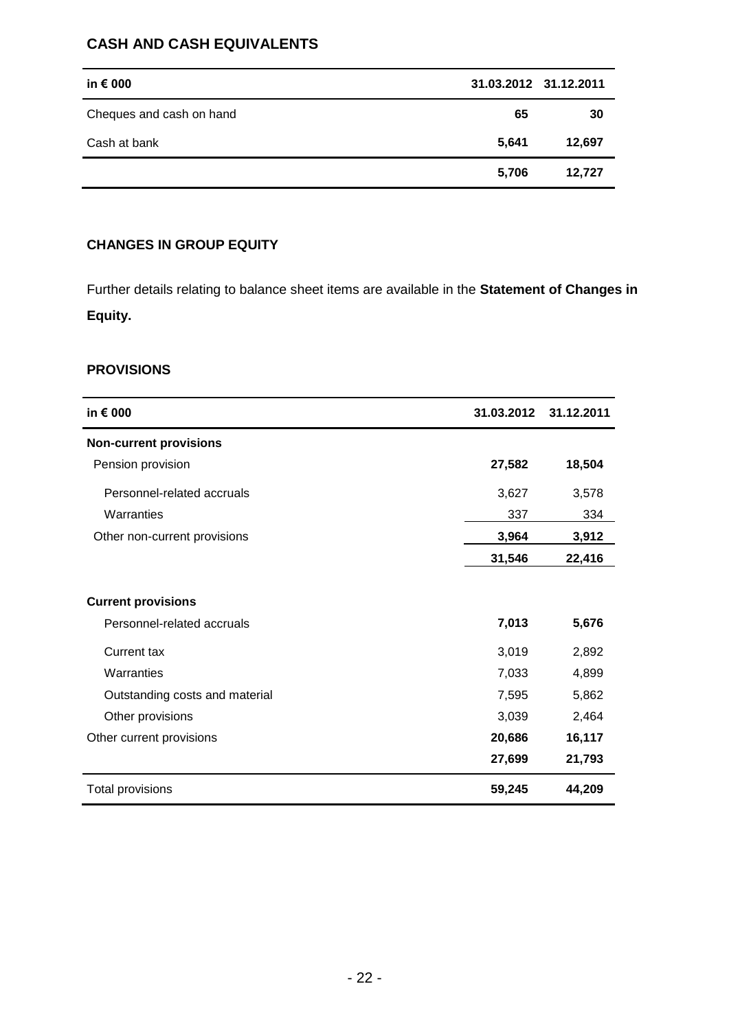## CASH AND CASH EQUIVALENTS

| in € 000 | 31.03.2012 | 31.12.2011 |
|---|---|---|
| Cheques and cash on hand | **65** | **30** |
| Cash at bank | **5,641** | **12,697** |
| | **5,706** | **12,727** |

## CHANGES IN GROUP EQUITY

Further details relating to balance sheet items are available in the **Statement of Changes in Equity.**

## PROVISIONS

| in € 000 | 31.03.2012 | 31.12.2011 |
|---|---|---|
| **Non-current provisions** | | |
| Pension provision | **27,582** | **18,504** |
| Personnel-related accruals | 3,627 | 3,578 |
| Warranties | 337 | 334 |
| Other non-current provisions | **3,964** | **3,912** |
| | **31,546** | **22,416** |
| **Current provisions** | | |
| Personnel-related accruals | **7,013** | **5,676** |
| Current tax | 3,019 | 2,892 |
| Warranties | 7,033 | 4,899 |
| Outstanding costs and material | 7,595 | 5,862 |
| Other provisions | 3,039 | 2,464 |
| Other current provisions | **20,686** | **16,117** |
| | **27,699** | **21,793** |
| Total provisions | **59,245** | **44,209** |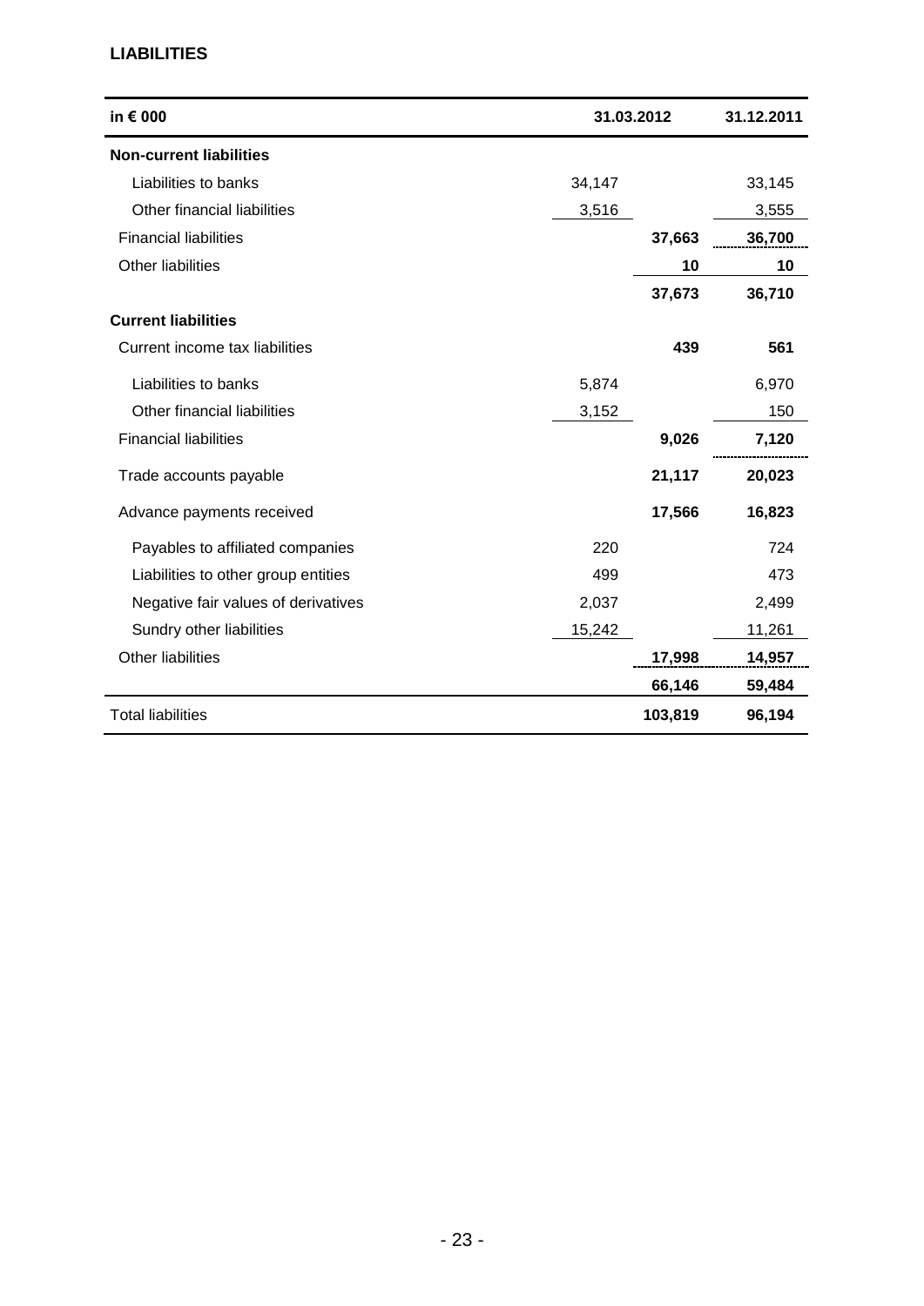## LIABILITIES

| in € 000 | 31.03.2012 | | 31.12.2011 |
|---|---|---|---|
| **Non-current liabilities** | | | |
| Liabilities to banks | 34,147 | | 33,145 |
| Other financial liabilities | 3,516 | | 3,555 |
| Financial liabilities | | **37,663** | **36,700** |
| Other liabilities | | **10** | **10** |
| | | **37,673** | **36,710** |
| **Current liabilities** | | | |
| Current income tax liabilities | | **439** | **561** |
| Liabilities to banks | 5,874 | | 6,970 |
| Other financial liabilities | 3,152 | | 150 |
| Financial liabilities | | **9,026** | **7,120** |
| Trade accounts payable | | **21,117** | **20,023** |
| Advance payments received | | **17,566** | **16,823** |
| Payables to affiliated companies | 220 | | 724 |
| Liabilities to other group entities | 499 | | 473 |
| Negative fair values of derivatives | 2,037 | | 2,499 |
| Sundry other liabilities | 15,242 | | 11,261 |
| Other liabilities | | **17,998** | **14,957** |
| | | **66,146** | **59,484** |
| Total liabilities | | **103,819** | **96,194** |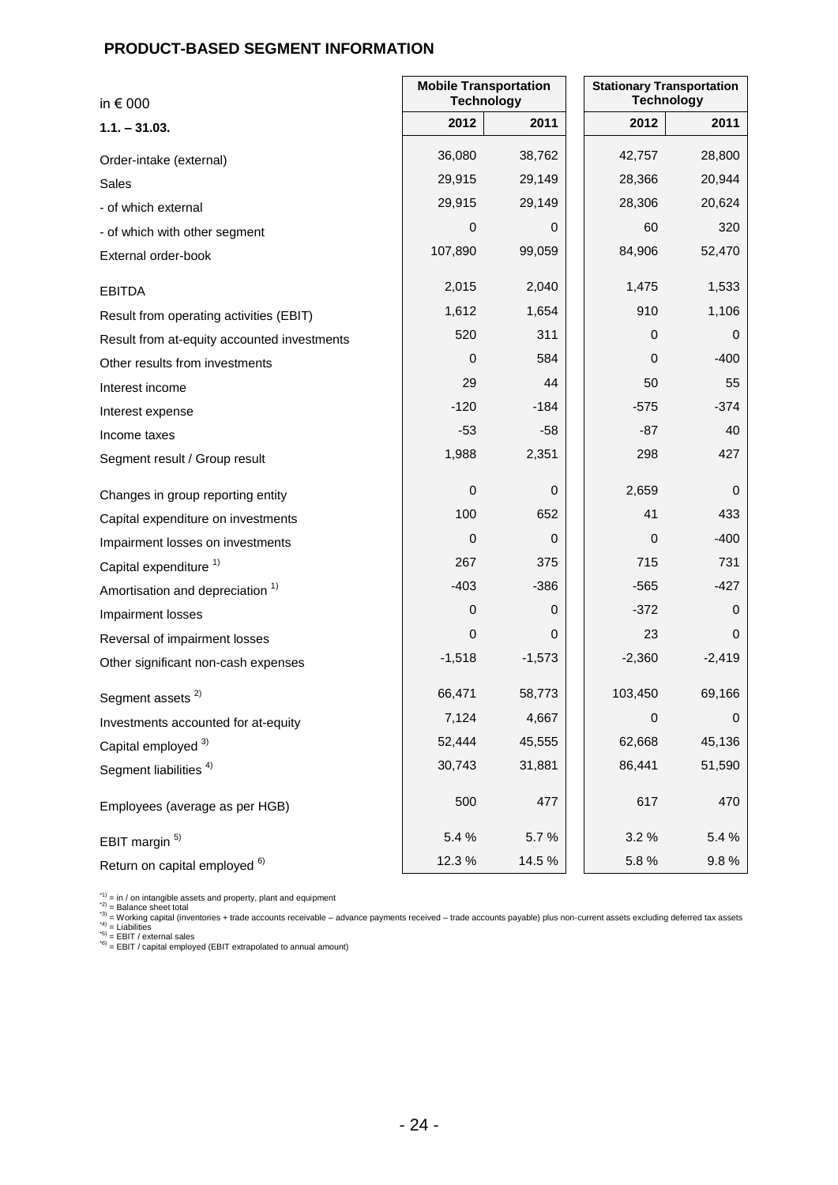## PRODUCT-BASED SEGMENT INFORMATION

| in € 000 | Mobile Transportation Technology | | Stationary Transportation Technology | |
|---|---|---|---|---|
| **1.1. – 31.03.** | **2012** | **2011** | **2012** | **2011** |
| Order-intake (external) | 36,080 | 38,762 | 42,757 | 28,800 |
| Sales | 29,915 | 29,149 | 28,366 | 20,944 |
| - of which external | 29,915 | 29,149 | 28,306 | 20,624 |
| - of which with other segment | 0 | 0 | 60 | 320 |
| External order-book | 107,890 | 99,059 | 84,906 | 52,470 |
| EBITDA | 2,015 | 2,040 | 1,475 | 1,533 |
| Result from operating activities (EBIT) | 1,612 | 1,654 | 910 | 1,106 |
| Result from at-equity accounted investments | 520 | 311 | 0 | 0 |
| Other results from investments | 0 | 584 | 0 | -400 |
| Interest income | 29 | 44 | 50 | 55 |
| Interest expense | -120 | -184 | -575 | -374 |
| Income taxes | -53 | -58 | -87 | 40 |
| Segment result / Group result | 1,988 | 2,351 | 298 | 427 |
| Changes in group reporting entity | 0 | 0 | 2,659 | 0 |
| Capital expenditure on investments | 100 | 652 | 41 | 433 |
| Impairment losses on investments | 0 | 0 | 0 | -400 |
| Capital expenditure [1] | 267 | 375 | 715 | 731 |
| Amortisation and depreciation [1] | -403 | -386 | -565 | -427 |
| Impairment losses | 0 | 0 | -372 | 0 |
| Reversal of impairment losses | 0 | 0 | 23 | 0 |
| Other significant non-cash expenses | -1,518 | -1,573 | -2,360 | -2,419 |
| Segment assets [2] | 66,471 | 58,773 | 103,450 | 69,166 |
| Investments accounted for at-equity | 7,124 | 4,667 | 0 | 0 |
| Capital employed [3] | 52,444 | 45,555 | 62,668 | 45,136 |
| Segment liabilities [4] | 30,743 | 31,881 | 86,441 | 51,590 |
| Employees (average as per HGB) | 500 | 477 | 617 | 470 |
| EBIT margin [5] | 5.4 % | 5.7 % | 3.2 % | 5.4 % |
| Return on capital employed [6] | 12.3 % | 14.5 % | 5.8 % | 9.8 % |

*1) = in / on intangible assets and property, plant and equipment
*2) = Balance sheet total
*3) = Working capital (inventories + trade accounts receivable – advance payments received – trade accounts payable) plus non-current assets excluding deferred tax assets
*4) = Liabilities
*5) = EBIT / external sales
*6) = EBIT / capital employed (EBIT extrapolated to annual amount)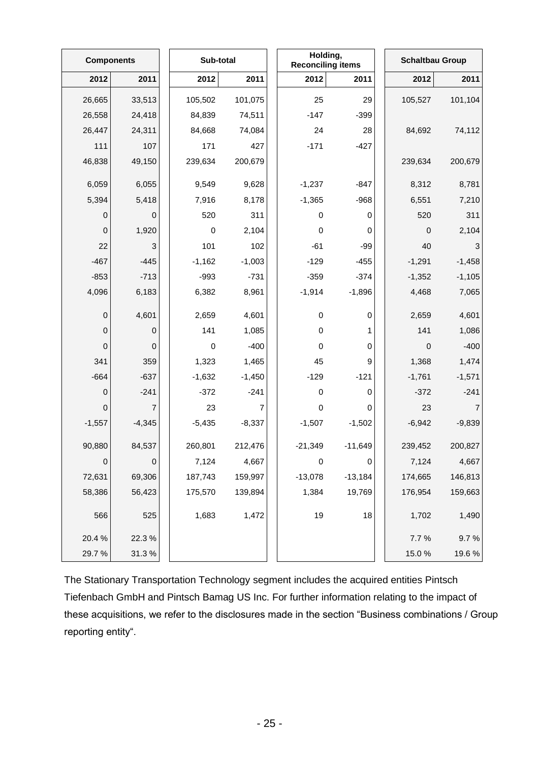| Components | | Sub-total | | Holding, Reconciling items | | Schaltbau Group | |
|---|---|---|---|---|---|---|---|
| 2012 | 2011 | 2012 | 2011 | 2012 | 2011 | 2012 | 2011 |
| 26,665 | 33,513 | 105,502 | 101,075 | 25 | 29 | 105,527 | 101,104 |
| 26,558 | 24,418 | 84,839 | 74,511 | -147 | -399 | | |
| 26,447 | 24,311 | 84,668 | 74,084 | 24 | 28 | 84,692 | 74,112 |
| 111 | 107 | 171 | 427 | -171 | -427 | | |
| 46,838 | 49,150 | 239,634 | 200,679 | | | 239,634 | 200,679 |
| 6,059 | 6,055 | 9,549 | 9,628 | -1,237 | -847 | 8,312 | 8,781 |
| 5,394 | 5,418 | 7,916 | 8,178 | -1,365 | -968 | 6,551 | 7,210 |
| 0 | 0 | 520 | 311 | 0 | 0 | 520 | 311 |
| 0 | 1,920 | 0 | 2,104 | 0 | 0 | 0 | 2,104 |
| 22 | 3 | 101 | 102 | -61 | -99 | 40 | 3 |
| -467 | -445 | -1,162 | -1,003 | -129 | -455 | -1,291 | -1,458 |
| -853 | -713 | -993 | -731 | -359 | -374 | -1,352 | -1,105 |
| 4,096 | 6,183 | 6,382 | 8,961 | -1,914 | -1,896 | 4,468 | 7,065 |
| 0 | 4,601 | 2,659 | 4,601 | 0 | 0 | 2,659 | 4,601 |
| 0 | 0 | 141 | 1,085 | 0 | 1 | 141 | 1,086 |
| 0 | 0 | 0 | -400 | 0 | 0 | 0 | -400 |
| 341 | 359 | 1,323 | 1,465 | 45 | 9 | 1,368 | 1,474 |
| -664 | -637 | -1,632 | -1,450 | -129 | -121 | -1,761 | -1,571 |
| 0 | -241 | -372 | -241 | 0 | 0 | -372 | -241 |
| 0 | 7 | 23 | 7 | 0 | 0 | 23 | 7 |
| -1,557 | -4,345 | -5,435 | -8,337 | -1,507 | -1,502 | -6,942 | -9,839 |
| 90,880 | 84,537 | 260,801 | 212,476 | -21,349 | -11,649 | 239,452 | 200,827 |
| 0 | 0 | 7,124 | 4,667 | 0 | 0 | 7,124 | 4,667 |
| 72,631 | 69,306 | 187,743 | 159,997 | -13,078 | -13,184 | 174,665 | 146,813 |
| 58,386 | 56,423 | 175,570 | 139,894 | 1,384 | 19,769 | 176,954 | 159,663 |
| 566 | 525 | 1,683 | 1,472 | 19 | 18 | 1,702 | 1,490 |
| 20.4 % | 22.3 % | | | | | 7.7 % | 9.7 % |
| 29.7 % | 31.3 % | | | | | 15.0 % | 19.6 % |

The Stationary Transportation Technology segment includes the acquired entities Pintsch Tiefenbach GmbH and Pintsch Bamag US Inc. For further information relating to the impact of these acquisitions, we refer to the disclosures made in the section "Business combinations / Group reporting entity".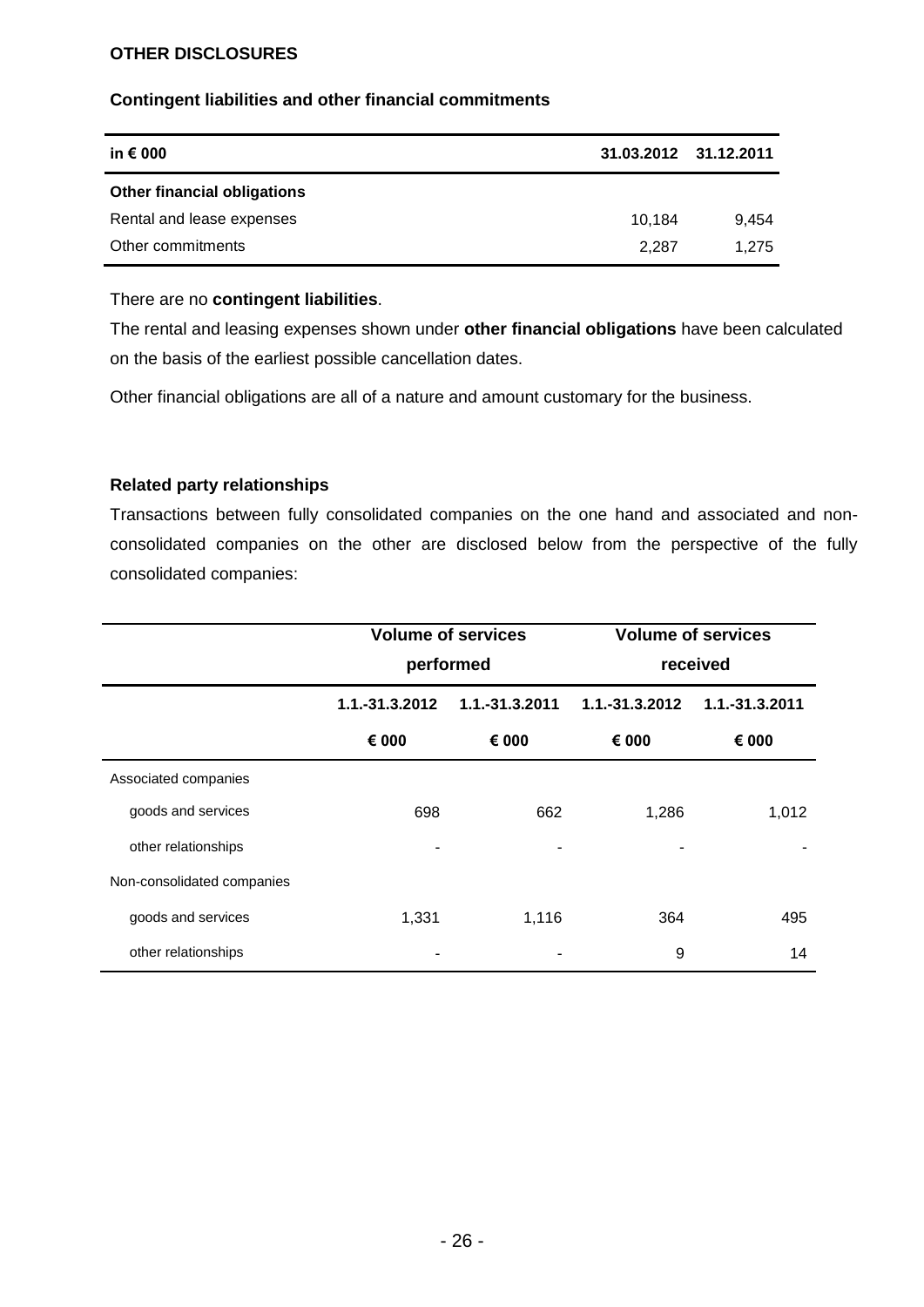## OTHER DISCLOSURES

### Contingent liabilities and other financial commitments

| in € 000 | 31.03.2012 | 31.12.2011 |
|---|---|---|
| **Other financial obligations** | | |
| Rental and lease expenses | 10,184 | 9,454 |
| Other commitments | 2,287 | 1,275 |

There are no **contingent liabilities**.

The rental and leasing expenses shown under **other financial obligations** have been calculated on the basis of the earliest possible cancellation dates.

Other financial obligations are all of a nature and amount customary for the business.

### Related party relationships

Transactions between fully consolidated companies on the one hand and associated and non-consolidated companies on the other are disclosed below from the perspective of the fully consolidated companies:

| | Volume of services performed | | Volume of services received | |
|---|---|---|---|---|
| | 1.1.-31.3.2012 | 1.1.-31.3.2011 | 1.1.-31.3.2012 | 1.1.-31.3.2011 |
| | € 000 | € 000 | € 000 | € 000 |
| Associated companies | | | | |
| goods and services | 698 | 662 | 1,286 | 1,012 |
| other relationships | - | - | - | - |
| Non-consolidated companies | | | | |
| goods and services | 1,331 | 1,116 | 364 | 495 |
| other relationships | - | - | 9 | 14 |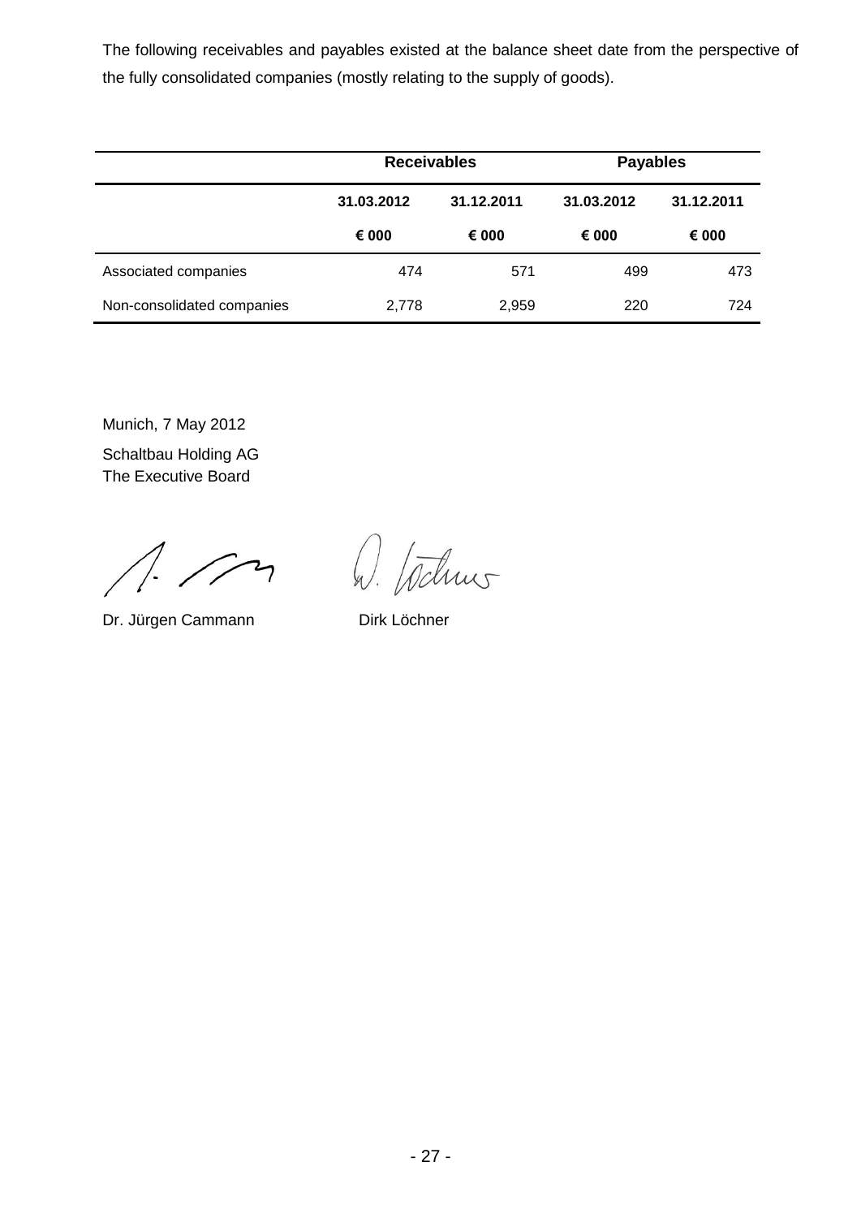The following receivables and payables existed at the balance sheet date from the perspective of the fully consolidated companies (mostly relating to the supply of goods).

| | Receivables | | Payables | |
|---|---|---|---|---|
| | 31.03.2012 | 31.12.2011 | 31.03.2012 | 31.12.2011 |
| | € 000 | € 000 | € 000 | € 000 |
| Associated companies | 474 | 571 | 499 | 473 |
| Non-consolidated companies | 2,778 | 2,959 | 220 | 724 |

Munich, 7 May 2012

Schaltbau Holding AG
The Executive Board

Dr. Jürgen Cammann    Dirk Löchner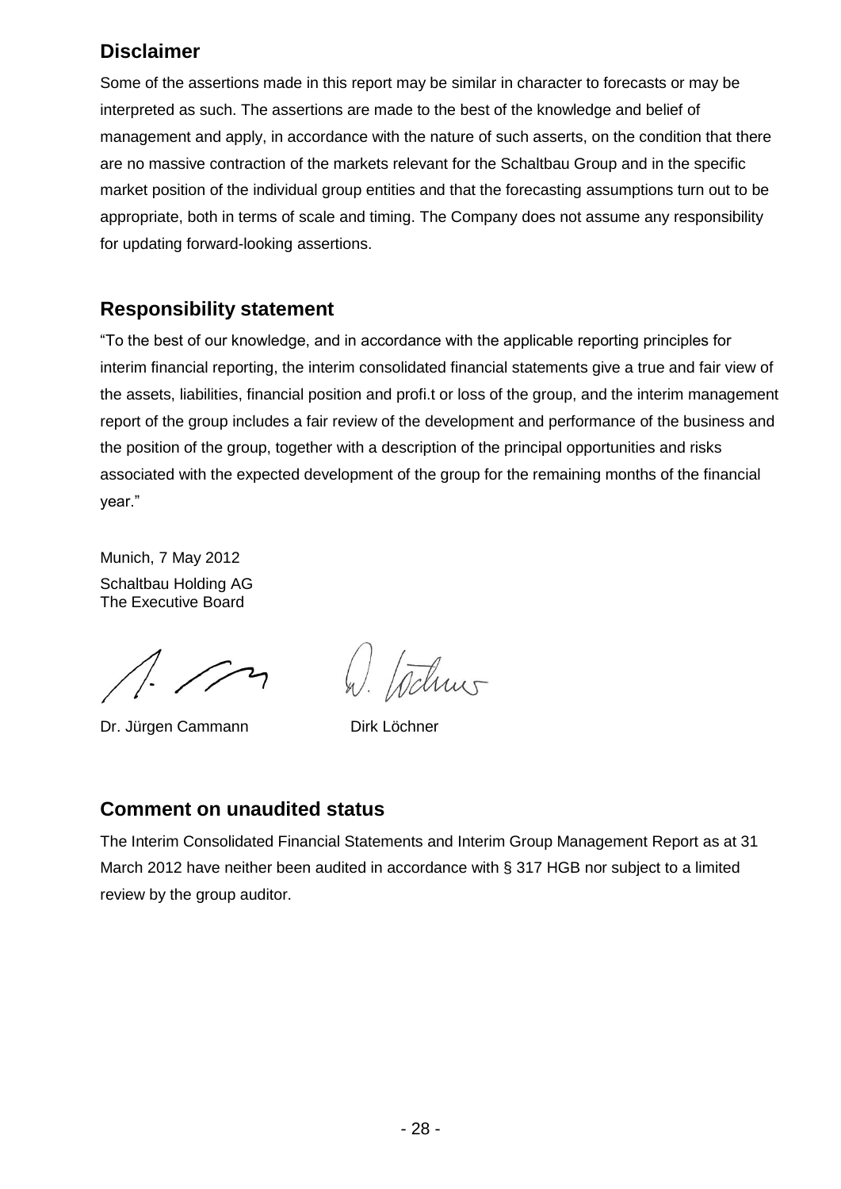## Disclaimer

Some of the assertions made in this report may be similar in character to forecasts or may be interpreted as such. The assertions are made to the best of the knowledge and belief of management and apply, in accordance with the nature of such asserts, on the condition that there are no massive contraction of the markets relevant for the Schaltbau Group and in the specific market position of the individual group entities and that the forecasting assumptions turn out to be appropriate, both in terms of scale and timing. The Company does not assume any responsibility for updating forward-looking assertions.

## Responsibility statement

"To the best of our knowledge, and in accordance with the applicable reporting principles for interim financial reporting, the interim consolidated financial statements give a true and fair view of the assets, liabilities, financial position and profi.t or loss of the group, and the interim management report of the group includes a fair review of the development and performance of the business and the position of the group, together with a description of the principal opportunities and risks associated with the expected development of the group for the remaining months of the financial year."

Munich, 7 May 2012
Schaltbau Holding AG
The Executive Board

Dr. Jürgen Cammann Dirk Löchner

## Comment on unaudited status

The Interim Consolidated Financial Statements and Interim Group Management Report as at 31 March 2012 have neither been audited in accordance with § 317 HGB nor subject to a limited review by the group auditor.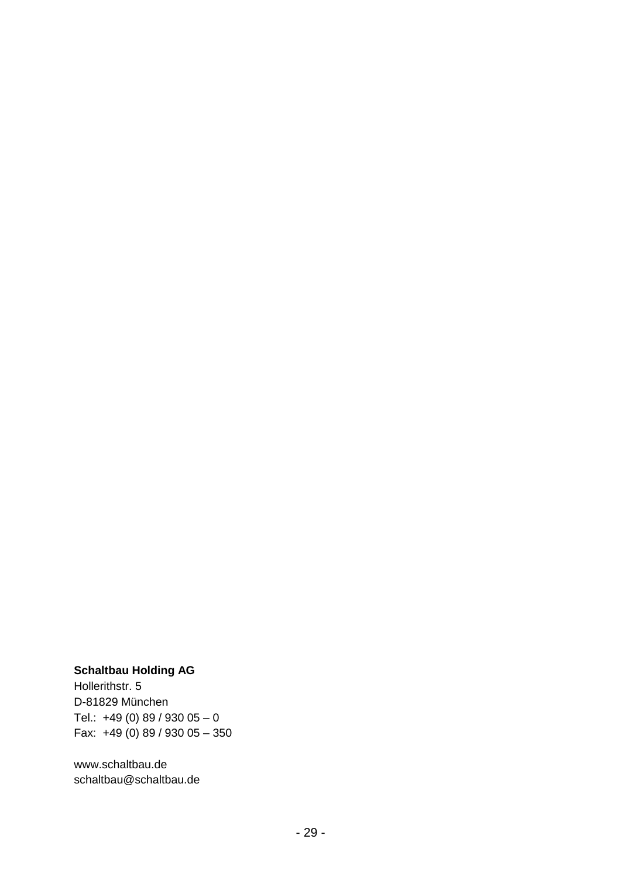**Schaltbau Holding AG**
Hollerithstr. 5
D-81829 München
Tel.: +49 (0) 89 / 930 05 – 0
Fax: +49 (0) 89 / 930 05 – 350

www.schaltbau.de
schaltbau@schaltbau.de